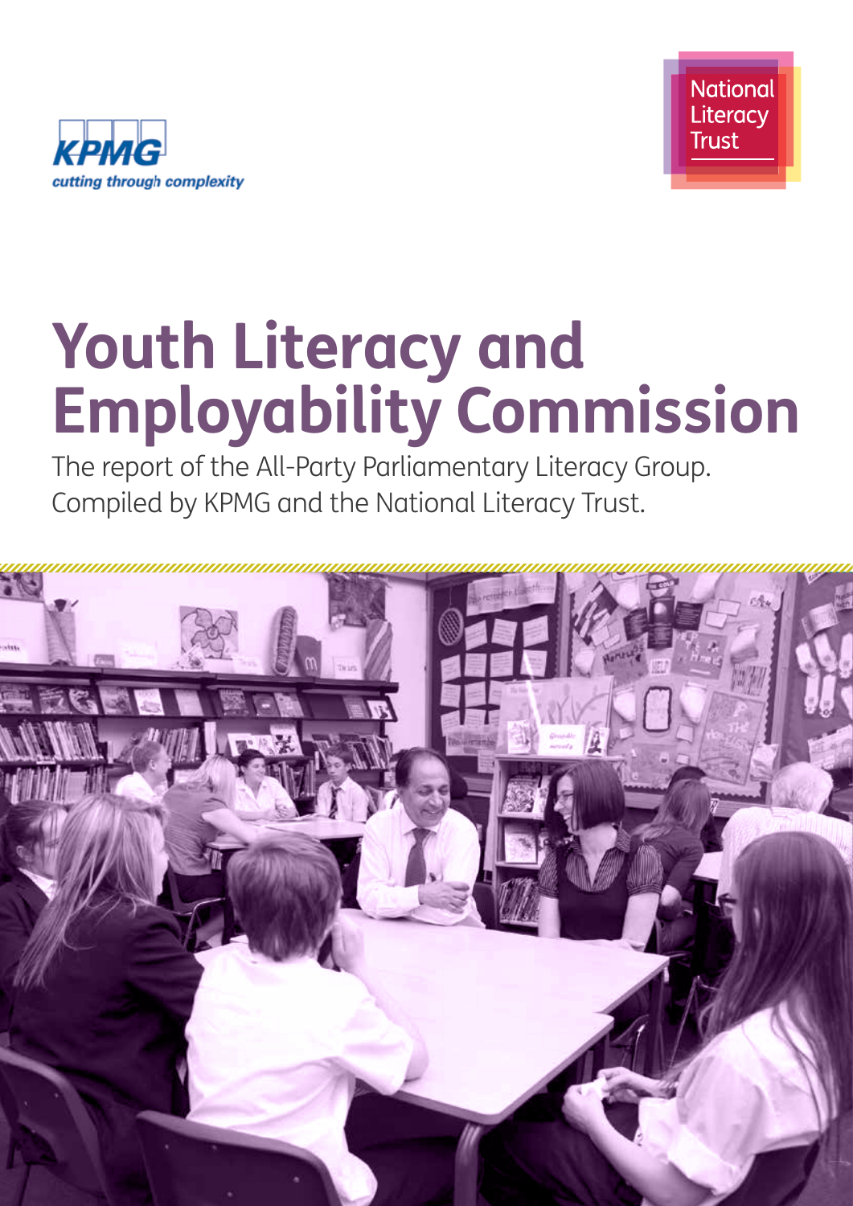KPMG
cutting through complexity

National Literacy Trust

# Youth Literacy and Employability Commission

The report of the All-Party Parliamentary Literacy Group.
Compiled by KPMG and the National Literacy Trust.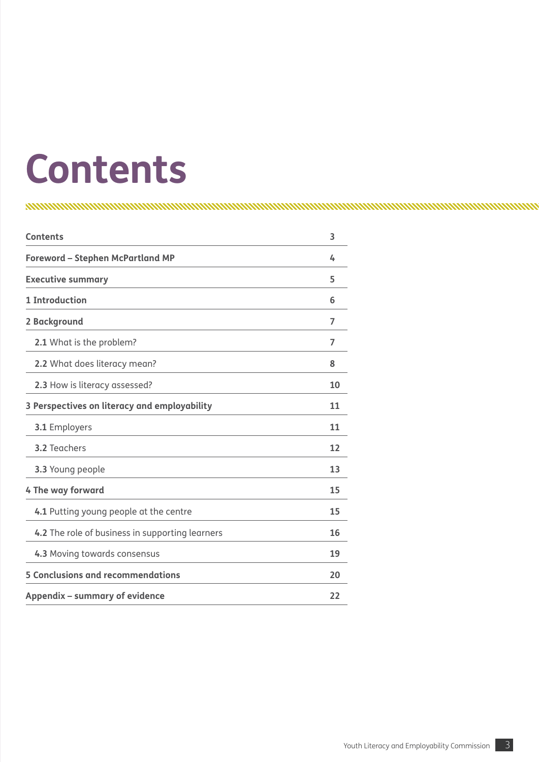# Contents

| | |
|---|---|
| **Contents** | **3** |
| **Foreword – Stephen McPartland MP** | **4** |
| **Executive summary** | **5** |
| **1 Introduction** | **6** |
| **2 Background** | **7** |
| **2.1** What is the problem? | **7** |
| **2.2** What does literacy mean? | **8** |
| **2.3** How is literacy assessed? | **10** |
| **3 Perspectives on literacy and employability** | **11** |
| **3.1** Employers | **11** |
| **3.2** Teachers | **12** |
| **3.3** Young people | **13** |
| **4 The way forward** | **15** |
| **4.1** Putting young people at the centre | **15** |
| **4.2** The role of business in supporting learners | **16** |
| **4.3** Moving towards consensus | **19** |
| **5 Conclusions and recommendations** | **20** |
| **Appendix – summary of evidence** | **22** |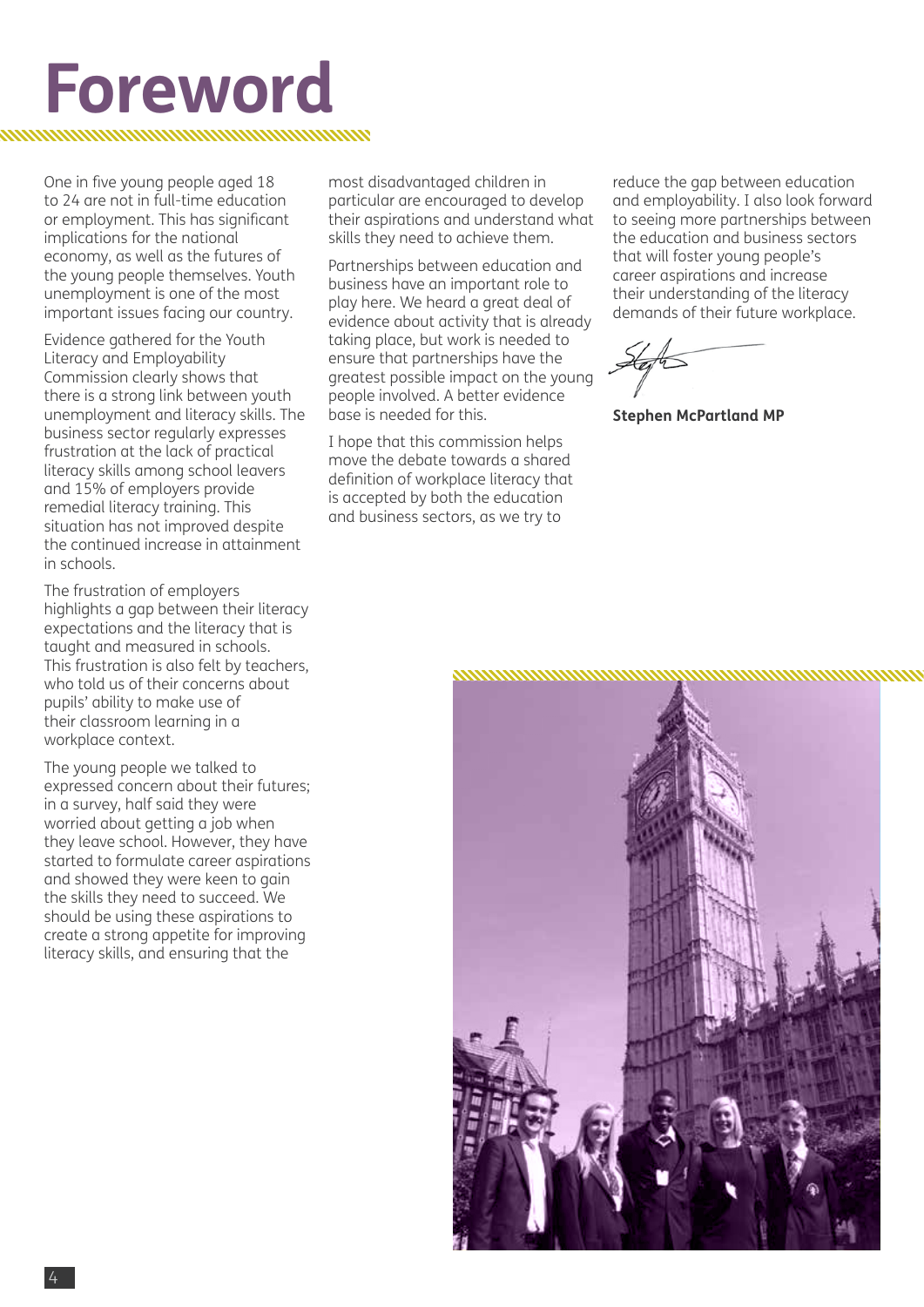# Foreword

One in five young people aged 18 to 24 are not in full-time education or employment. This has significant implications for the national economy, as well as the futures of the young people themselves. Youth unemployment is one of the most important issues facing our country.

Evidence gathered for the Youth Literacy and Employability Commission clearly shows that there is a strong link between youth unemployment and literacy skills. The business sector regularly expresses frustration at the lack of practical literacy skills among school leavers and 15% of employers provide remedial literacy training. This situation has not improved despite the continued increase in attainment in schools.

The frustration of employers highlights a gap between their literacy expectations and the literacy that is taught and measured in schools. This frustration is also felt by teachers, who told us of their concerns about pupils' ability to make use of their classroom learning in a workplace context.

The young people we talked to expressed concern about their futures; in a survey, half said they were worried about getting a job when they leave school. However, they have started to formulate career aspirations and showed they were keen to gain the skills they need to succeed. We should be using these aspirations to create a strong appetite for improving literacy skills, and ensuring that the most disadvantaged children in particular are encouraged to develop their aspirations and understand what skills they need to achieve them.

Partnerships between education and business have an important role to play here. We heard a great deal of evidence about activity that is already taking place, but work is needed to ensure that partnerships have the greatest possible impact on the young people involved. A better evidence base is needed for this.

I hope that this commission helps move the debate towards a shared definition of workplace literacy that is accepted by both the education and business sectors, as we try to reduce the gap between education and employability. I also look forward to seeing more partnerships between the education and business sectors that will foster young people's career aspirations and increase their understanding of the literacy demands of their future workplace.

**Stephen McPartland MP**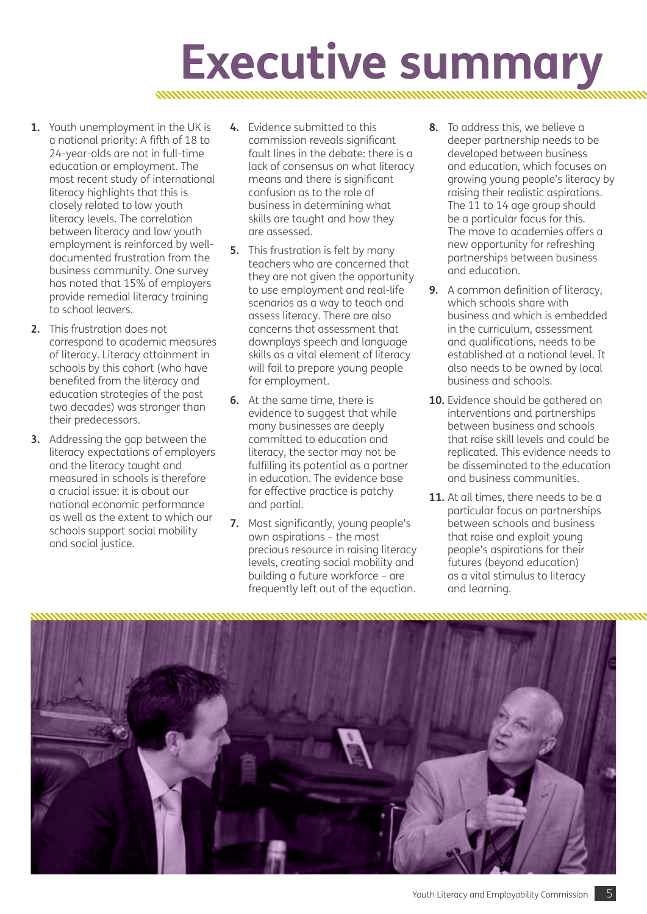# Executive summary

1. Youth unemployment in the UK is a national priority: A fifth of 18 to 24-year-olds are not in full-time education or employment. The most recent study of international literacy highlights that this is closely related to low youth literacy levels. The correlation between literacy and low youth employment is reinforced by well-documented frustration from the business community. One survey has noted that 15% of employers provide remedial literacy training to school leavers.
2. This frustration does not correspond to academic measures of literacy. Literacy attainment in schools by this cohort (who have benefited from the literacy and education strategies of the past two decades) was stronger than their predecessors.
3. Addressing the gap between the literacy expectations of employers and the literacy taught and measured in schools is therefore a crucial issue: it is about our national economic performance as well as the extent to which our schools support social mobility and social justice.
4. Evidence submitted to this commission reveals significant fault lines in the debate: there is a lack of consensus on what literacy means and there is significant confusion as to the role of business in determining what skills are taught and how they are assessed.
5. This frustration is felt by many teachers who are concerned that they are not given the opportunity to use employment and real-life scenarios as a way to teach and assess literacy. There are also concerns that assessment that downplays speech and language skills as a vital element of literacy will fail to prepare young people for employment.
6. At the same time, there is evidence to suggest that while many businesses are deeply committed to education and literacy, the sector may not be fulfilling its potential as a partner in education. The evidence base for effective practice is patchy and partial.
7. Most significantly, young people's own aspirations – the most precious resource in raising literacy levels, creating social mobility and building a future workforce – are frequently left out of the equation.
8. To address this, we believe a deeper partnership needs to be developed between business and education, which focuses on growing young people's literacy by raising their realistic aspirations. The 11 to 14 age group should be a particular focus for this. The move to academies offers a new opportunity for refreshing partnerships between business and education.
9. A common definition of literacy, which schools share with business and which is embedded in the curriculum, assessment and qualifications, needs to be established at a national level. It also needs to be owned by local business and schools.
10. Evidence should be gathered on interventions and partnerships between business and schools that raise skill levels and could be replicated. This evidence needs to be disseminated to the education and business communities.
11. At all times, there needs to be a particular focus on partnerships between schools and business that raise and exploit young people's aspirations for their futures (beyond education) as a vital stimulus to literacy and learning.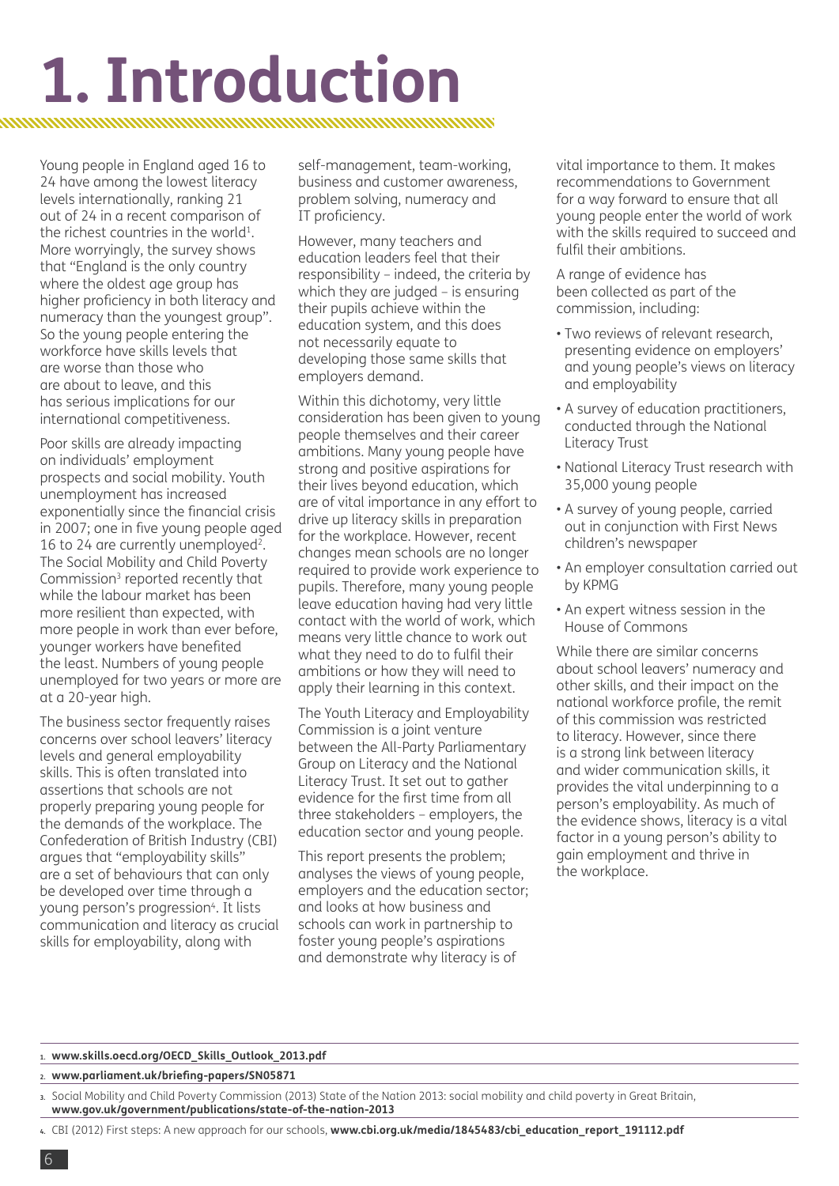# 1. Introduction

Young people in England aged 16 to 24 have among the lowest literacy levels internationally, ranking 21 out of 24 in a recent comparison of the richest countries in the world[1]. More worryingly, the survey shows that "England is the only country where the oldest age group has higher proficiency in both literacy and numeracy than the youngest group". So the young people entering the workforce have skills levels that are worse than those who are about to leave, and this has serious implications for our international competitiveness.

Poor skills are already impacting on individuals' employment prospects and social mobility. Youth unemployment has increased exponentially since the financial crisis in 2007; one in five young people aged 16 to 24 are currently unemployed[2]. The Social Mobility and Child Poverty Commission[3] reported recently that while the labour market has been more resilient than expected, with more people in work than ever before, younger workers have benefited the least. Numbers of young people unemployed for two years or more are at a 20-year high.

The business sector frequently raises concerns over school leavers' literacy levels and general employability skills. This is often translated into assertions that schools are not properly preparing young people for the demands of the workplace. The Confederation of British Industry (CBI) argues that "employability skills" are a set of behaviours that can only be developed over time through a young person's progression[4]. It lists communication and literacy as crucial skills for employability, along with self-management, team-working, business and customer awareness, problem solving, numeracy and IT proficiency.

However, many teachers and education leaders feel that their responsibility – indeed, the criteria by which they are judged – is ensuring their pupils achieve within the education system, and this does not necessarily equate to developing those same skills that employers demand.

Within this dichotomy, very little consideration has been given to young people themselves and their career ambitions. Many young people have strong and positive aspirations for their lives beyond education, which are of vital importance in any effort to drive up literacy skills in preparation for the workplace. However, recent changes mean schools are no longer required to provide work experience to pupils. Therefore, many young people leave education having had very little contact with the world of work, which means very little chance to work out what they need to do to fulfil their ambitions or how they will need to apply their learning in this context.

The Youth Literacy and Employability Commission is a joint venture between the All-Party Parliamentary Group on Literacy and the National Literacy Trust. It set out to gather evidence for the first time from all three stakeholders – employers, the education sector and young people.

This report presents the problem; analyses the views of young people, employers and the education sector; and looks at how business and schools can work in partnership to foster young people's aspirations and demonstrate why literacy is of vital importance to them. It makes recommendations to Government for a way forward to ensure that all young people enter the world of work with the skills required to succeed and fulfil their ambitions.

A range of evidence has been collected as part of the commission, including:

- Two reviews of relevant research, presenting evidence on employers' and young people's views on literacy and employability
- A survey of education practitioners, conducted through the National Literacy Trust
- National Literacy Trust research with 35,000 young people
- A survey of young people, carried out in conjunction with First News children's newspaper
- An employer consultation carried out by KPMG
- An expert witness session in the House of Commons

While there are similar concerns about school leavers' numeracy and other skills, and their impact on the national workforce profile, the remit of this commission was restricted to literacy. However, since there is a strong link between literacy and wider communication skills, it provides the vital underpinning to a person's employability. As much of the evidence shows, literacy is a vital factor in a young person's ability to gain employment and thrive in the workplace.

---

1. **www.skills.oecd.org/OECD_Skills_Outlook_2013.pdf**
2. **www.parliament.uk/briefing-papers/SN05871**
3. Social Mobility and Child Poverty Commission (2013) State of the Nation 2013: social mobility and child poverty in Great Britain, **www.gov.uk/government/publications/state-of-the-nation-2013**
4. CBI (2012) First steps: A new approach for our schools, **www.cbi.org.uk/media/1845483/cbi_education_report_191112.pdf**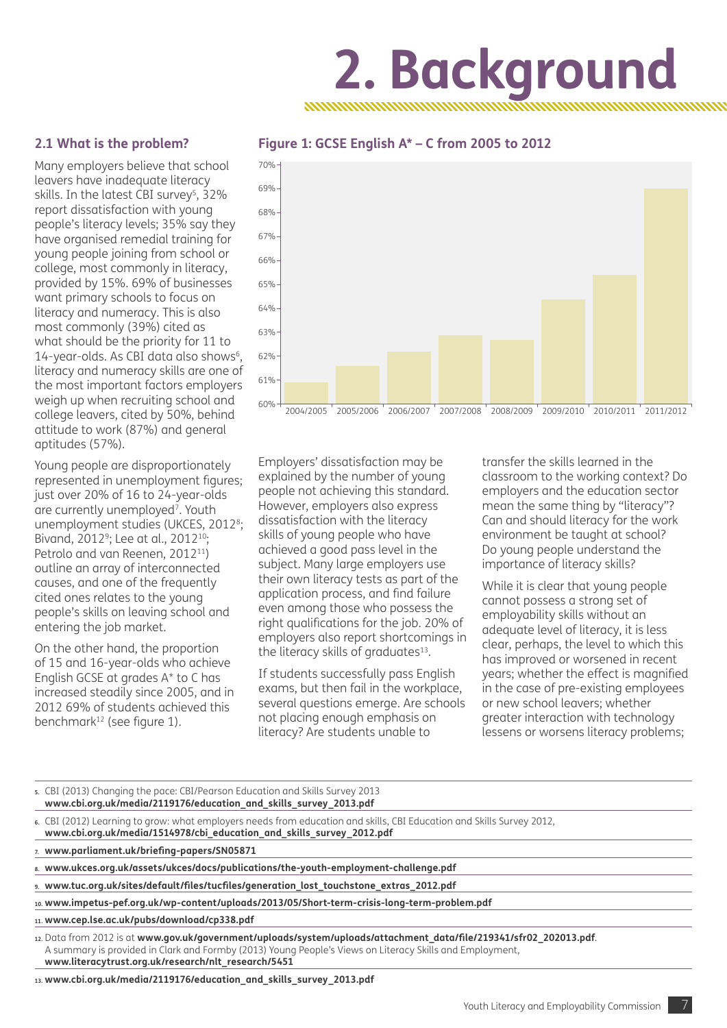# 2. Background

## 2.1 What is the problem?

Many employers believe that school leavers have inadequate literacy skills. In the latest CBI survey[5], 32% report dissatisfaction with young people's literacy levels; 35% say they have organised remedial training for young people joining from school or college, most commonly in literacy, provided by 15%. 69% of businesses want primary schools to focus on literacy and numeracy. This is also most commonly (39%) cited as what should be the priority for 11 to 14-year-olds. As CBI data also shows[6], literacy and numeracy skills are one of the most important factors employers weigh up when recruiting school and college leavers, cited by 50%, behind attitude to work (87%) and general aptitudes (57%).

Young people are disproportionately represented in unemployment figures; just over 20% of 16 to 24-year-olds are currently unemployed[7]. Youth unemployment studies (UKCES, 2012[8]; Bivand, 2012[9]; Lee at al., 2012[10]; Petrolo and van Reenen, 2012[11]) outline an array of interconnected causes, and one of the frequently cited ones relates to the young people's skills on leaving school and entering the job market.

On the other hand, the proportion of 15 and 16-year-olds who achieve English GCSE at grades A* to C has increased steadily since 2005, and in 2012 69% of students achieved this benchmark[12] (see figure 1).

**Figure 1: GCSE English A* – C from 2005 to 2012**

| Year | GCSE English A* – C (approx.) |
|---|---|
| 2004/2005 | 61% |
| 2005/2006 | 61.5% |
| 2006/2007 | 62% |
| 2007/2008 | 63% |
| 2008/2009 | 62.5% |
| 2009/2010 | 64.5% |
| 2010/2011 | 65.5% |
| 2011/2012 | 69% |

Employers' dissatisfaction may be explained by the number of young people not achieving this standard. However, employers also express dissatisfaction with the literacy skills of young people who have achieved a good pass level in the subject. Many large employers use their own literacy tests as part of the application process, and find failure even among those who possess the right qualifications for the job. 20% of employers also report shortcomings in the literacy skills of graduates[13].

If students successfully pass English exams, but then fail in the workplace, several questions emerge. Are schools not placing enough emphasis on literacy? Are students unable to transfer the skills learned in the classroom to the working context? Do employers and the education sector mean the same thing by "literacy"? Can and should literacy for the work environment be taught at school? Do young people understand the importance of literacy skills?

While it is clear that young people cannot possess a strong set of employability skills without an adequate level of literacy, it is less clear, perhaps, the level to which this has improved or worsened in recent years; whether the effect is magnified in the case of pre-existing employees or new school leavers; whether greater interaction with technology lessens or worsens literacy problems;

---

5. CBI (2013) Changing the pace: CBI/Pearson Education and Skills Survey 2013 **www.cbi.org.uk/media/2119176/education_and_skills_survey_2013.pdf**
6. CBI (2012) Learning to grow: what employers needs from education and skills, CBI Education and Skills Survey 2012, **www.cbi.org.uk/media/1514978/cbi_education_and_skills_survey_2012.pdf**
7. **www.parliament.uk/briefing-papers/SN05871**
8. **www.ukces.org.uk/assets/ukces/docs/publications/the-youth-employment-challenge.pdf**
9. **www.tuc.org.uk/sites/default/files/tucfiles/generation_lost_touchstone_extras_2012.pdf**
10. **www.impetus-pef.org.uk/wp-content/uploads/2013/05/Short-term-crisis-long-term-problem.pdf**
11. **www.cep.lse.ac.uk/pubs/download/cp338.pdf**
12. Data from 2012 is at **www.gov.uk/government/uploads/system/uploads/attachment_data/file/219341/sfr02_202013.pdf**. A summary is provided in Clark and Formby (2013) Young People's Views on Literacy Skills and Employment, **www.literacytrust.org.uk/research/nlt_research/5451**
13. **www.cbi.org.uk/media/2119176/education_and_skills_survey_2013.pdf**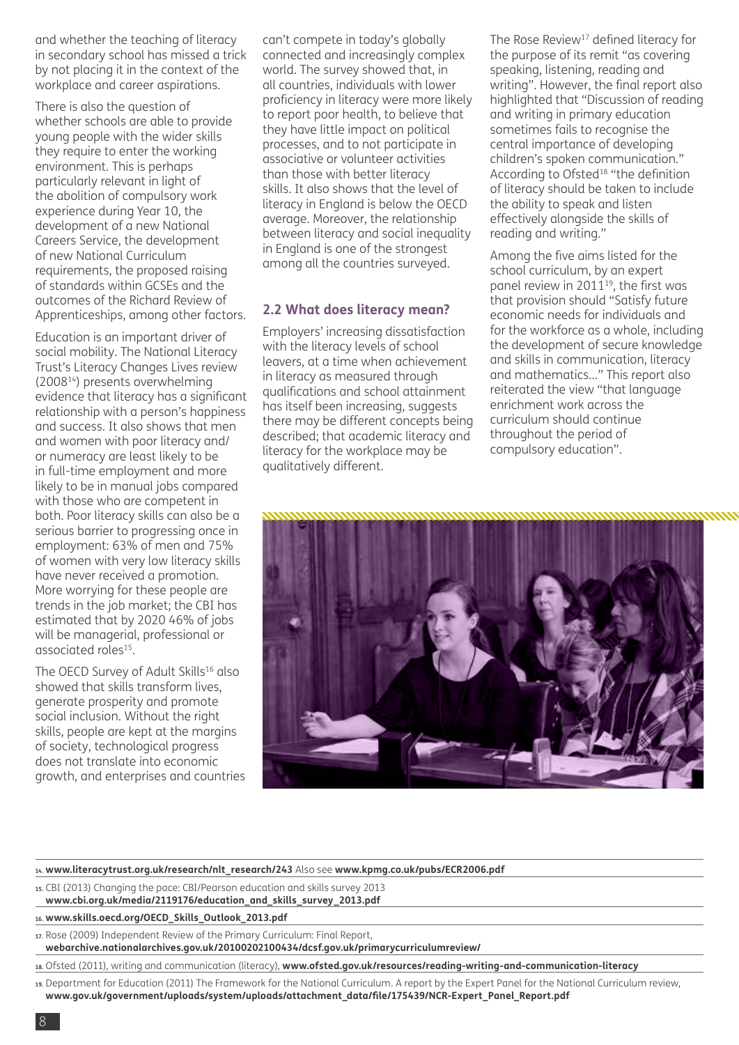and whether the teaching of literacy in secondary school has missed a trick by not placing it in the context of the workplace and career aspirations.

There is also the question of whether schools are able to provide young people with the wider skills they require to enter the working environment. This is perhaps particularly relevant in light of the abolition of compulsory work experience during Year 10, the development of a new National Careers Service, the development of new National Curriculum requirements, the proposed raising of standards within GCSEs and the outcomes of the Richard Review of Apprenticeships, among other factors.

Education is an important driver of social mobility. The National Literacy Trust's Literacy Changes Lives review (2008[14]) presents overwhelming evidence that literacy has a significant relationship with a person's happiness and success. It also shows that men and women with poor literacy and/or numeracy are least likely to be in full-time employment and more likely to be in manual jobs compared with those who are competent in both. Poor literacy skills can also be a serious barrier to progressing once in employment: 63% of men and 75% of women with very low literacy skills have never received a promotion. More worrying for these people are trends in the job market; the CBI has estimated that by 2020 46% of jobs will be managerial, professional or associated roles[15].

The OECD Survey of Adult Skills[16] also showed that skills transform lives, generate prosperity and promote social inclusion. Without the right skills, people are kept at the margins of society, technological progress does not translate into economic growth, and enterprises and countries can't compete in today's globally connected and increasingly complex world. The survey showed that, in all countries, individuals with lower proficiency in literacy were more likely to report poor health, to believe that they have little impact on political processes, and to not participate in associative or volunteer activities than those with better literacy skills. It also shows that the level of literacy in England is below the OECD average. Moreover, the relationship between literacy and social inequality in England is one of the strongest among all the countries surveyed.

## 2.2 What does literacy mean?

Employers' increasing dissatisfaction with the literacy levels of school leavers, at a time when achievement in literacy as measured through qualifications and school attainment has itself been increasing, suggests there may be different concepts being described; that academic literacy and literacy for the workplace may be qualitatively different.

The Rose Review[17] defined literacy for the purpose of its remit "as covering speaking, listening, reading and writing". However, the final report also highlighted that "Discussion of reading and writing in primary education sometimes fails to recognise the central importance of developing children's spoken communication." According to Ofsted[18] "the definition of literacy should be taken to include the ability to speak and listen effectively alongside the skills of reading and writing."

Among the five aims listed for the school curriculum, by an expert panel review in 2011[19], the first was that provision should "Satisfy future economic needs for individuals and for the workforce as a whole, including the development of secure knowledge and skills in communication, literacy and mathematics..." This report also reiterated the view "that language enrichment work across the curriculum should continue throughout the period of compulsory education".

---

14. **www.literacytrust.org.uk/research/nlt_research/243** Also see **www.kpmg.co.uk/pubs/ECR2006.pdf**

15. CBI (2013) Changing the pace: CBI/Pearson education and skills survey 2013 **www.cbi.org.uk/media/2119176/education_and_skills_survey_2013.pdf**

16. **www.skills.oecd.org/OECD_Skills_Outlook_2013.pdf**

17. Rose (2009) Independent Review of the Primary Curriculum: Final Report, **webarchive.nationalarchives.gov.uk/20100202100434/dcsf.gov.uk/primarycurriculumreview/**

18. Ofsted (2011), writing and communication (literacy), **www.ofsted.gov.uk/resources/reading-writing-and-communication-literacy**

19. Department for Education (2011) The Framework for the National Curriculum. A report by the Expert Panel for the National Curriculum review, **www.gov.uk/government/uploads/system/uploads/attachment_data/file/175439/NCR-Expert_Panel_Report.pdf**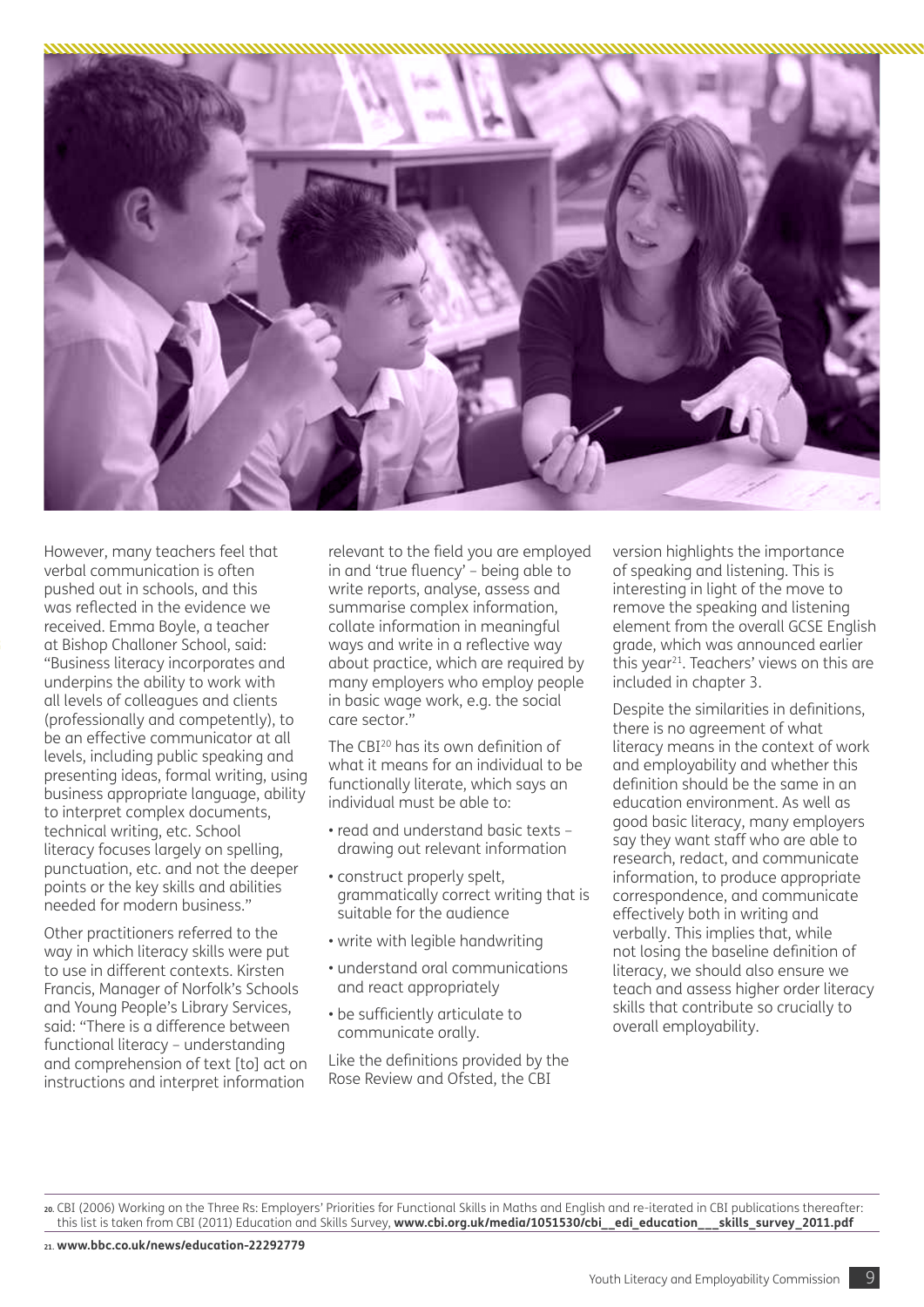However, many teachers feel that verbal communication is often pushed out in schools, and this was reflected in the evidence we received. Emma Boyle, a teacher at Bishop Challoner School, said: "Business literacy incorporates and underpins the ability to work with all levels of colleagues and clients (professionally and competently), to be an effective communicator at all levels, including public speaking and presenting ideas, formal writing, using business appropriate language, ability to interpret complex documents, technical writing, etc. School literacy focuses largely on spelling, punctuation, etc. and not the deeper points or the key skills and abilities needed for modern business."

Other practitioners referred to the way in which literacy skills were put to use in different contexts. Kirsten Francis, Manager of Norfolk's Schools and Young People's Library Services, said: "There is a difference between functional literacy – understanding and comprehension of text [to] act on instructions and interpret information relevant to the field you are employed in and 'true fluency' – being able to write reports, analyse, assess and summarise complex information, collate information in meaningful ways and write in a reflective way about practice, which are required by many employers who employ people in basic wage work, e.g. the social care sector."

The CBI[20] has its own definition of what it means for an individual to be functionally literate, which says an individual must be able to:

- read and understand basic texts – drawing out relevant information
- construct properly spelt, grammatically correct writing that is suitable for the audience
- write with legible handwriting
- understand oral communications and react appropriately
- be sufficiently articulate to communicate orally.

Like the definitions provided by the Rose Review and Ofsted, the CBI version highlights the importance of speaking and listening. This is interesting in light of the move to remove the speaking and listening element from the overall GCSE English grade, which was announced earlier this year[21]. Teachers' views on this are included in chapter 3.

Despite the similarities in definitions, there is no agreement of what literacy means in the context of work and employability and whether this definition should be the same in an education environment. As well as good basic literacy, many employers say they want staff who are able to research, redact, and communicate information, to produce appropriate correspondence, and communicate effectively both in writing and verbally. This implies that, while not losing the baseline definition of literacy, we should also ensure we teach and assess higher order literacy skills that contribute so crucially to overall employability.

20. CBI (2006) Working on the Three Rs: Employers' Priorities for Functional Skills in Maths and English and re-iterated in CBI publications thereafter: this list is taken from CBI (2011) Education and Skills Survey, **www.cbi.org.uk/media/1051530/cbi__edi_education___skills_survey_2011.pdf**

21. **www.bbc.co.uk/news/education-22292779**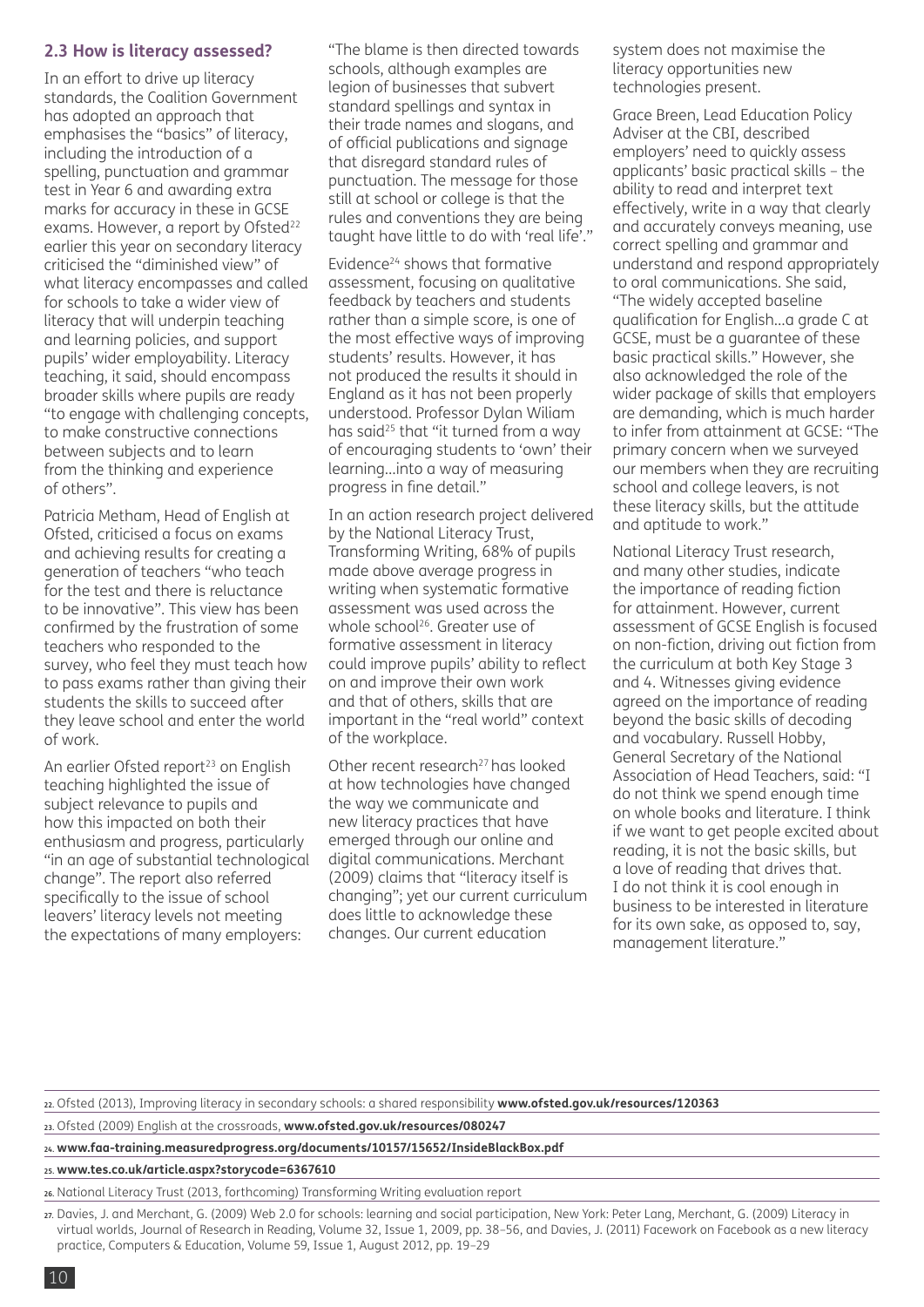## 2.3 How is literacy assessed?

In an effort to drive up literacy standards, the Coalition Government has adopted an approach that emphasises the "basics" of literacy, including the introduction of a spelling, punctuation and grammar test in Year 6 and awarding extra marks for accuracy in these in GCSE exams. However, a report by Ofsted[22] earlier this year on secondary literacy criticised the "diminished view" of what literacy encompasses and called for schools to take a wider view of literacy that will underpin teaching and learning policies, and support pupils' wider employability. Literacy teaching, it said, should encompass broader skills where pupils are ready "to engage with challenging concepts, to make constructive connections between subjects and to learn from the thinking and experience of others".

Patricia Metham, Head of English at Ofsted, criticised a focus on exams and achieving results for creating a generation of teachers "who teach for the test and there is reluctance to be innovative". This view has been confirmed by the frustration of some teachers who responded to the survey, who feel they must teach how to pass exams rather than giving their students the skills to succeed after they leave school and enter the world of work.

An earlier Ofsted report[23] on English teaching highlighted the issue of subject relevance to pupils and how this impacted on both their enthusiasm and progress, particularly "in an age of substantial technological change". The report also referred specifically to the issue of school leavers' literacy levels not meeting the expectations of many employers:

"The blame is then directed towards schools, although examples are legion of businesses that subvert standard spellings and syntax in their trade names and slogans, and of official publications and signage that disregard standard rules of punctuation. The message for those still at school or college is that the rules and conventions they are being taught have little to do with 'real life'."

Evidence[24] shows that formative assessment, focusing on qualitative feedback by teachers and students rather than a simple score, is one of the most effective ways of improving students' results. However, it has not produced the results it should in England as it has not been properly understood. Professor Dylan Wiliam has said[25] that "it turned from a way of encouraging students to 'own' their learning...into a way of measuring progress in fine detail."

In an action research project delivered by the National Literacy Trust, Transforming Writing, 68% of pupils made above average progress in writing when systematic formative assessment was used across the whole school[26]. Greater use of formative assessment in literacy could improve pupils' ability to reflect on and improve their own work and that of others, skills that are important in the "real world" context of the workplace.

Other recent research[27] has looked at how technologies have changed the way we communicate and new literacy practices that have emerged through our online and digital communications. Merchant (2009) claims that "literacy itself is changing"; yet our current curriculum does little to acknowledge these changes. Our current education system does not maximise the literacy opportunities new technologies present.

Grace Breen, Lead Education Policy Adviser at the CBI, described employers' need to quickly assess applicants' basic practical skills – the ability to read and interpret text effectively, write in a way that clearly and accurately conveys meaning, use correct spelling and grammar and understand and respond appropriately to oral communications. She said, "The widely accepted baseline qualification for English...a grade C at GCSE, must be a guarantee of these basic practical skills." However, she also acknowledged the role of the wider package of skills that employers are demanding, which is much harder to infer from attainment at GCSE: "The primary concern when we surveyed our members when they are recruiting school and college leavers, is not these literacy skills, but the attitude and aptitude to work."

National Literacy Trust research, and many other studies, indicate the importance of reading fiction for attainment. However, current assessment of GCSE English is focused on non-fiction, driving out fiction from the curriculum at both Key Stage 3 and 4. Witnesses giving evidence agreed on the importance of reading beyond the basic skills of decoding and vocabulary. Russell Hobby, General Secretary of the National Association of Head Teachers, said: "I do not think we spend enough time on whole books and literature. I think if we want to get people excited about reading, it is not the basic skills, but a love of reading that drives that. I do not think it is cool enough in business to be interested in literature for its own sake, as opposed to, say, management literature."

---

22. Ofsted (2013), Improving literacy in secondary schools: a shared responsibility **www.ofsted.gov.uk/resources/120363**

23. Ofsted (2009) English at the crossroads, **www.ofsted.gov.uk/resources/080247**

24. **www.faa-training.measuredprogress.org/documents/10157/15652/InsideBlackBox.pdf**

25. **www.tes.co.uk/article.aspx?storycode=6367610**

26. National Literacy Trust (2013, forthcoming) Transforming Writing evaluation report

27. Davies, J. and Merchant, G. (2009) Web 2.0 for schools: learning and social participation, New York: Peter Lang, Merchant, G. (2009) Literacy in virtual worlds, Journal of Research in Reading, Volume 32, Issue 1, 2009, pp. 38–56, and Davies, J. (2011) Facework on Facebook as a new literacy practice, Computers & Education, Volume 59, Issue 1, August 2012, pp. 19–29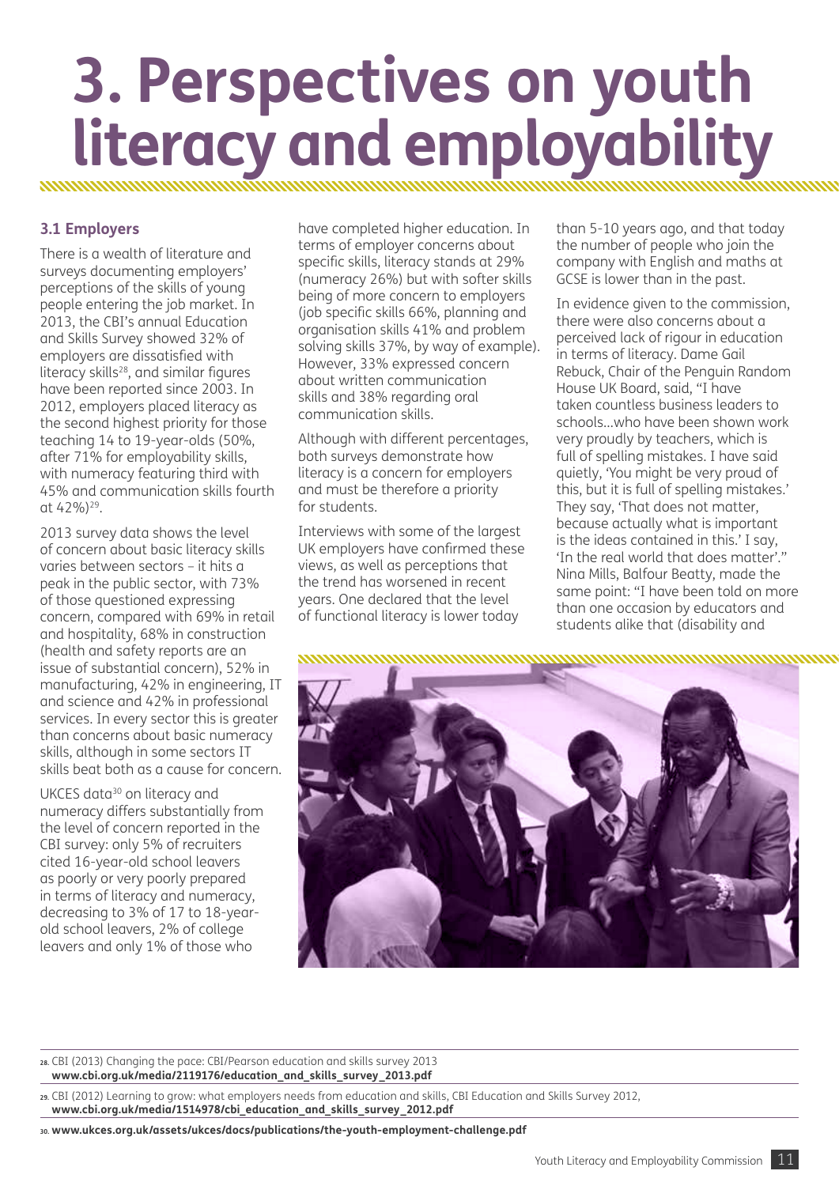# 3. Perspectives on youth literacy and employability

### 3.1 Employers

There is a wealth of literature and surveys documenting employers' perceptions of the skills of young people entering the job market. In 2013, the CBI's annual Education and Skills Survey showed 32% of employers are dissatisfied with literacy skills[28], and similar figures have been reported since 2003. In 2012, employers placed literacy as the second highest priority for those teaching 14 to 19-year-olds (50%, after 71% for employability skills, with numeracy featuring third with 45% and communication skills fourth at 42%)[29].

2013 survey data shows the level of concern about basic literacy skills varies between sectors – it hits a peak in the public sector, with 73% of those questioned expressing concern, compared with 69% in retail and hospitality, 68% in construction (health and safety reports are an issue of substantial concern), 52% in manufacturing, 42% in engineering, IT and science and 42% in professional services. In every sector this is greater than concerns about basic numeracy skills, although in some sectors IT skills beat both as a cause for concern.

UKCES data[30] on literacy and numeracy differs substantially from the level of concern reported in the CBI survey: only 5% of recruiters cited 16-year-old school leavers as poorly or very poorly prepared in terms of literacy and numeracy, decreasing to 3% of 17 to 18-year-old school leavers, 2% of college leavers and only 1% of those who have completed higher education. In terms of employer concerns about specific skills, literacy stands at 29% (numeracy 26%) but with softer skills being of more concern to employers (job specific skills 66%, planning and organisation skills 41% and problem solving skills 37%, by way of example). However, 33% expressed concern about written communication skills and 38% regarding oral communication skills.

Although with different percentages, both surveys demonstrate how literacy is a concern for employers and must be therefore a priority for students.

Interviews with some of the largest UK employers have confirmed these views, as well as perceptions that the trend has worsened in recent years. One declared that the level of functional literacy is lower today than 5-10 years ago, and that today the number of people who join the company with English and maths at GCSE is lower than in the past.

In evidence given to the commission, there were also concerns about a perceived lack of rigour in education in terms of literacy. Dame Gail Rebuck, Chair of the Penguin Random House UK Board, said, "I have taken countless business leaders to schools...who have been shown work very proudly by teachers, which is full of spelling mistakes. I have said quietly, 'You might be very proud of this, but it is full of spelling mistakes.' They say, 'That does not matter, because actually what is important is the ideas contained in this.' I say, 'In the real world that does matter'." Nina Mills, Balfour Beatty, made the same point: "I have been told on more than one occasion by educators and students alike that (disability and

---

28. CBI (2013) Changing the pace: CBI/Pearson education and skills survey 2013 **www.cbi.org.uk/media/2119176/education_and_skills_survey_2013.pdf**

29. CBI (2012) Learning to grow: what employers needs from education and skills, CBI Education and Skills Survey 2012, **www.cbi.org.uk/media/1514978/cbi_education_and_skills_survey_2012.pdf**

30. **www.ukces.org.uk/assets/ukces/docs/publications/the-youth-employment-challenge.pdf**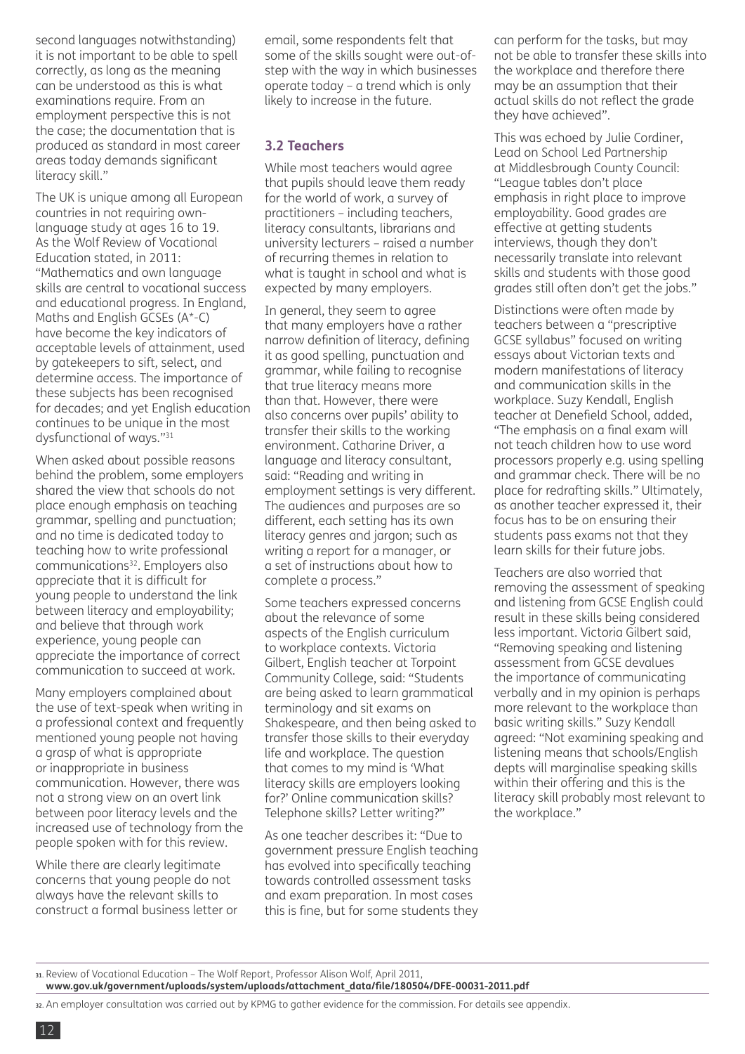second languages notwithstanding) it is not important to be able to spell correctly, as long as the meaning can be understood as this is what examinations require. From an employment perspective this is not the case; the documentation that is produced as standard in most career areas today demands significant literacy skill."

The UK is unique among all European countries in not requiring own-language study at ages 16 to 19. As the Wolf Review of Vocational Education stated, in 2011: "Mathematics and own language skills are central to vocational success and educational progress. In England, Maths and English GCSEs (A*-C) have become the key indicators of acceptable levels of attainment, used by gatekeepers to sift, select, and determine access. The importance of these subjects has been recognised for decades; and yet English education continues to be unique in the most dysfunctional of ways."[31]

When asked about possible reasons behind the problem, some employers shared the view that schools do not place enough emphasis on teaching grammar, spelling and punctuation; and no time is dedicated today to teaching how to write professional communications[32]. Employers also appreciate that it is difficult for young people to understand the link between literacy and employability; and believe that through work experience, young people can appreciate the importance of correct communication to succeed at work.

Many employers complained about the use of text-speak when writing in a professional context and frequently mentioned young people not having a grasp of what is appropriate or inappropriate in business communication. However, there was not a strong view on an overt link between poor literacy levels and the increased use of technology from the people spoken with for this review.

While there are clearly legitimate concerns that young people do not always have the relevant skills to construct a formal business letter or email, some respondents felt that some of the skills sought were out-of-step with the way in which businesses operate today – a trend which is only likely to increase in the future.

### 3.2 Teachers

While most teachers would agree that pupils should leave them ready for the world of work, a survey of practitioners – including teachers, literacy consultants, librarians and university lecturers – raised a number of recurring themes in relation to what is taught in school and what is expected by many employers.

In general, they seem to agree that many employers have a rather narrow definition of literacy, defining it as good spelling, punctuation and grammar, while failing to recognise that true literacy means more than that. However, there were also concerns over pupils' ability to transfer their skills to the working environment. Catharine Driver, a language and literacy consultant, said: "Reading and writing in employment settings is very different. The audiences and purposes are so different, each setting has its own literacy genres and jargon; such as writing a report for a manager, or a set of instructions about how to complete a process."

Some teachers expressed concerns about the relevance of some aspects of the English curriculum to workplace contexts. Victoria Gilbert, English teacher at Torpoint Community College, said: "Students are being asked to learn grammatical terminology and sit exams on Shakespeare, and then being asked to transfer those skills to their everyday life and workplace. The question that comes to my mind is 'What literacy skills are employers looking for?' Online communication skills? Telephone skills? Letter writing?"

As one teacher describes it: "Due to government pressure English teaching has evolved into specifically teaching towards controlled assessment tasks and exam preparation. In most cases this is fine, but for some students they can perform for the tasks, but may not be able to transfer these skills into the workplace and therefore there may be an assumption that their actual skills do not reflect the grade they have achieved".

This was echoed by Julie Cordiner, Lead on School Led Partnership at Middlesbrough County Council: "League tables don't place emphasis in right place to improve employability. Good grades are effective at getting students interviews, though they don't necessarily translate into relevant skills and students with those good grades still often don't get the jobs."

Distinctions were often made by teachers between a "prescriptive GCSE syllabus" focused on writing essays about Victorian texts and modern manifestations of literacy and communication skills in the workplace. Suzy Kendall, English teacher at Denefield School, added, "The emphasis on a final exam will not teach children how to use word processors properly e.g. using spelling and grammar check. There will be no place for redrafting skills." Ultimately, as another teacher expressed it, their focus has to be on ensuring their students pass exams not that they learn skills for their future jobs.

Teachers are also worried that removing the assessment of speaking and listening from GCSE English could result in these skills being considered less important. Victoria Gilbert said, "Removing speaking and listening assessment from GCSE devalues the importance of communicating verbally and in my opinion is perhaps more relevant to the workplace than basic writing skills." Suzy Kendall agreed: "Not examining speaking and listening means that schools/English depts will marginalise speaking skills within their offering and this is the literacy skill probably most relevant to the workplace."

---

31. Review of Vocational Education – The Wolf Report, Professor Alison Wolf, April 2011, **www.gov.uk/government/uploads/system/uploads/attachment_data/file/180504/DFE-00031-2011.pdf**

32. An employer consultation was carried out by KPMG to gather evidence for the commission. For details see appendix.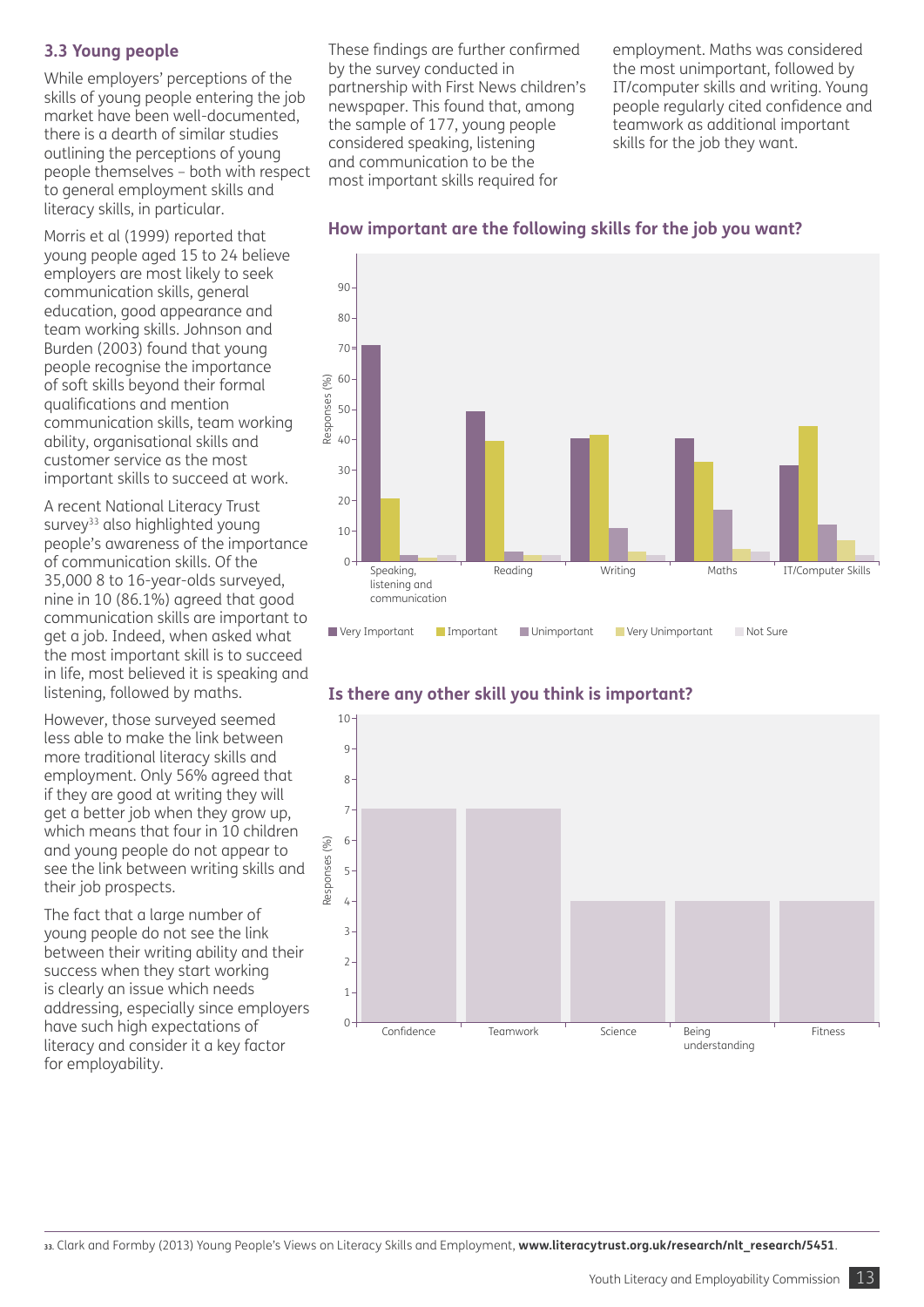### 3.3 Young people

While employers' perceptions of the skills of young people entering the job market have been well-documented, there is a dearth of similar studies outlining the perceptions of young people themselves – both with respect to general employment skills and literacy skills, in particular.

Morris et al (1999) reported that young people aged 15 to 24 believe employers are most likely to seek communication skills, general education, good appearance and team working skills. Johnson and Burden (2003) found that young people recognise the importance of soft skills beyond their formal qualifications and mention communication skills, team working ability, organisational skills and customer service as the most important skills to succeed at work.

A recent National Literacy Trust survey[33] also highlighted young people's awareness of the importance of communication skills. Of the 35,000 8 to 16-year-olds surveyed, nine in 10 (86.1%) agreed that good communication skills are important to get a job. Indeed, when asked what the most important skill is to succeed in life, most believed it is speaking and listening, followed by maths.

However, those surveyed seemed less able to make the link between more traditional literacy skills and employment. Only 56% agreed that if they are good at writing they will get a better job when they grow up, which means that four in 10 children and young people do not appear to see the link between writing skills and their job prospects.

The fact that a large number of young people do not see the link between their writing ability and their success when they start working is clearly an issue which needs addressing, especially since employers have such high expectations of literacy and consider it a key factor for employability.

These findings are further confirmed by the survey conducted in partnership with First News children's newspaper. This found that, among the sample of 177, young people considered speaking, listening and communication to be the most important skills required for employment. Maths was considered the most unimportant, followed by IT/computer skills and writing. Young people regularly cited confidence and teamwork as additional important skills for the job they want.

**How important are the following skills for the job you want?**

| Skill | Very Important | Important | Unimportant | Very Unimportant | Not Sure |
|---|---|---|---|---|---|
| Speaking, listening and communication | 71 | 20 | 2 | 1 | 2 |
| Reading | 49 | 39 | 3 | 2 | 2 |
| Writing | 40 | 41 | 11 | 3 | 2 |
| Maths | 40 | 32 | 17 | 4 | 3 |
| IT/Computer Skills | 31 | 44 | 12 | 7 | 2 |

Responses (%)

**Is there any other skill you think is important?**

| Skill | Responses (%) |
|---|---|
| Confidence | 7 |
| Teamwork | 7 |
| Science | 4 |
| Being understanding | 4 |
| Fitness | 4 |

33. Clark and Formby (2013) Young People's Views on Literacy Skills and Employment, **www.literacytrust.org.uk/research/nlt_research/5451**.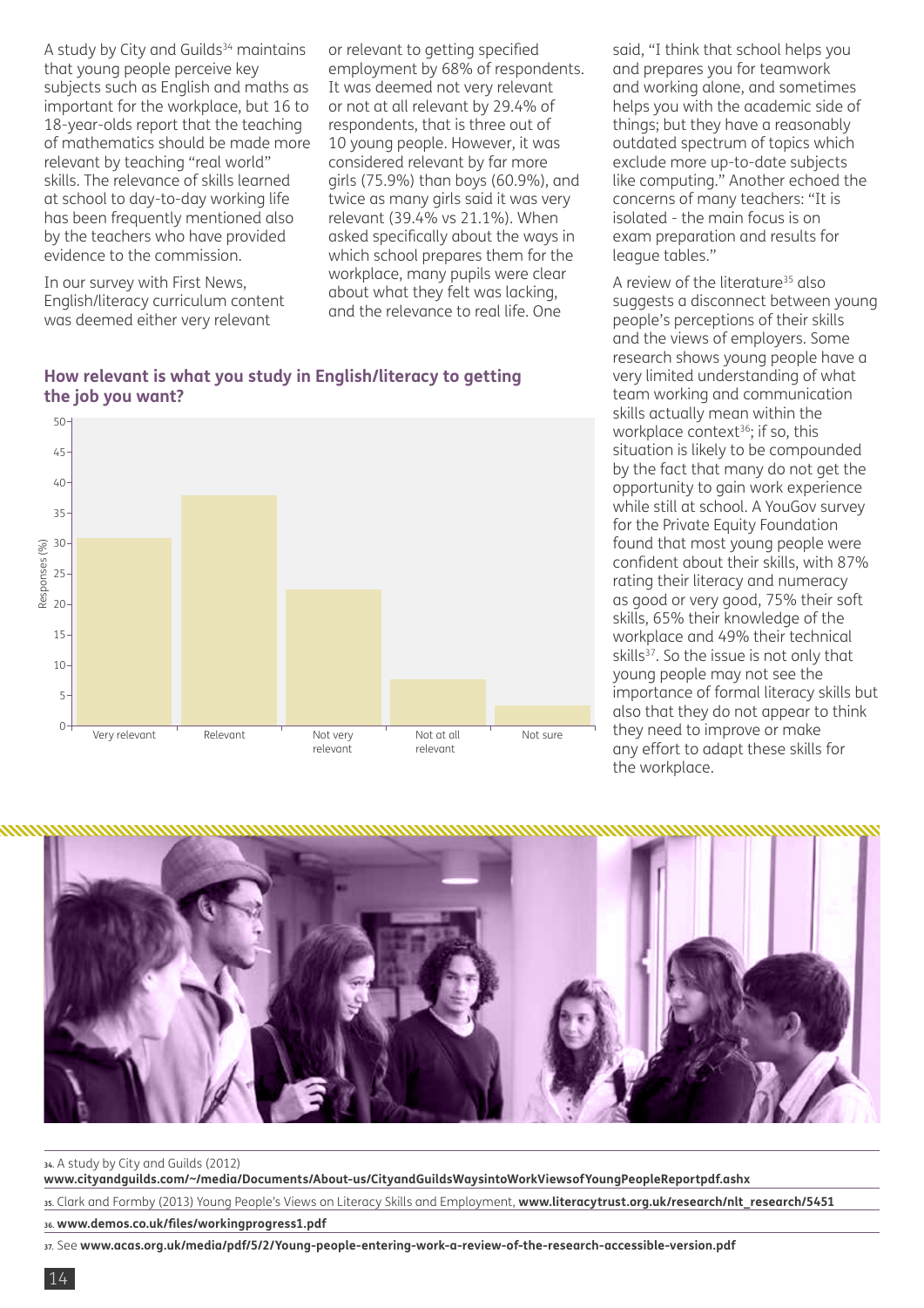A study by City and Guilds[34] maintains that young people perceive key subjects such as English and maths as important for the workplace, but 16 to 18-year-olds report that the teaching of mathematics should be made more relevant by teaching "real world" skills. The relevance of skills learned at school to day-to-day working life has been frequently mentioned also by the teachers who have provided evidence to the commission.

In our survey with First News, English/literacy curriculum content was deemed either very relevant or relevant to getting specified employment by 68% of respondents. It was deemed not very relevant or not at all relevant by 29.4% of respondents, that is three out of 10 young people. However, it was considered relevant by far more girls (75.9%) than boys (60.9%), and twice as many girls said it was very relevant (39.4% vs 21.1%). When asked specifically about the ways in which school prepares them for the workplace, many pupils were clear about what they felt was lacking, and the relevance to real life. One said, "I think that school helps you and prepares you for teamwork and working alone, and sometimes helps you with the academic side of things; but they have a reasonably outdated spectrum of topics which exclude more up-to-date subjects like computing." Another echoed the concerns of many teachers: "It is isolated - the main focus is on exam preparation and results for league tables."

**How relevant is what you study in English/literacy to getting the job you want?**

| Response | Responses (%) (approx.) |
|---|---|
| Very relevant | 31 |
| Relevant | 38 |
| Not very relevant | 22.5 |
| Not at all relevant | 7.5 |
| Not sure | 3.5 |

A review of the literature[35] also suggests a disconnect between young people's perceptions of their skills and the views of employers. Some research shows young people have a very limited understanding of what team working and communication skills actually mean within the workplace context[36]; if so, this situation is likely to be compounded by the fact that many do not get the opportunity to gain work experience while still at school. A YouGov survey for the Private Equity Foundation found that most young people were confident about their skills, with 87% rating their literacy and numeracy as good or very good, 75% their soft skills, 65% their knowledge of the workplace and 49% their technical skills[37]. So the issue is not only that young people may not see the importance of formal literacy skills but also that they do not appear to think they need to improve or make any effort to adapt these skills for the workplace.

34. A study by City and Guilds (2012) **www.cityandguilds.com/~/media/Documents/About-us/CityandGuildsWaysintoWorkViewsofYoungPeopleReportpdf.ashx**

35. Clark and Formby (2013) Young People's Views on Literacy Skills and Employment, **www.literacytrust.org.uk/research/nlt_research/5451**

36. **www.demos.co.uk/files/workingprogress1.pdf**

37. See **www.acas.org.uk/media/pdf/5/2/Young-people-entering-work-a-review-of-the-research-accessible-version.pdf**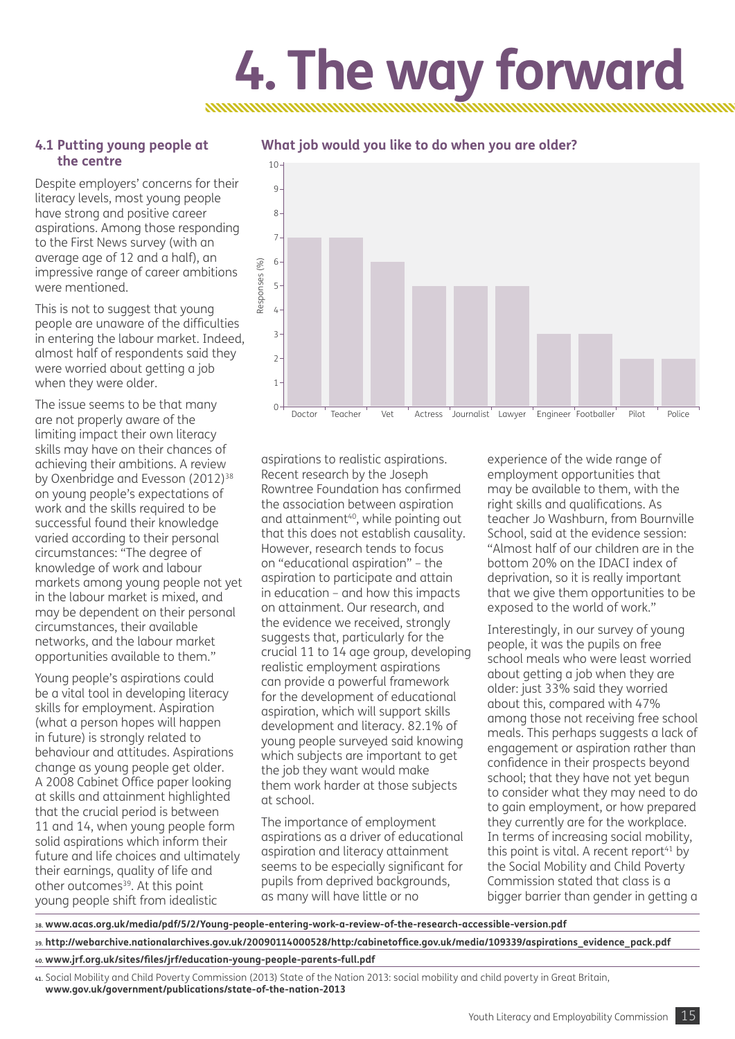# 4. The way forward

## 4.1 Putting young people at the centre

Despite employers' concerns for their literacy levels, most young people have strong and positive career aspirations. Among those responding to the First News survey (with an average age of 12 and a half), an impressive range of career ambitions were mentioned.

This is not to suggest that young people are unaware of the difficulties in entering the labour market. Indeed, almost half of respondents said they were worried about getting a job when they were older.

The issue seems to be that many are not properly aware of the limiting impact their own literacy skills may have on their chances of achieving their ambitions. A review by Oxenbridge and Evesson (2012)[38] on young people's expectations of work and the skills required to be successful found their knowledge varied according to their personal circumstances: "The degree of knowledge of work and labour markets among young people not yet in the labour market is mixed, and may be dependent on their personal circumstances, their available networks, and the labour market opportunities available to them."

Young people's aspirations could be a vital tool in developing literacy skills for employment. Aspiration (what a person hopes will happen in future) is strongly related to behaviour and attitudes. Aspirations change as young people get older. A 2008 Cabinet Office paper looking at skills and attainment highlighted that the crucial period is between 11 and 14, when young people form solid aspirations which inform their future and life choices and ultimately their earnings, quality of life and other outcomes[39]. At this point young people shift from idealistic aspirations to realistic aspirations. Recent research by the Joseph Rowntree Foundation has confirmed the association between aspiration and attainment[40], while pointing out that this does not establish causality. However, research tends to focus on "educational aspiration" – the aspiration to participate and attain in education – and how this impacts on attainment. Our research, and the evidence we received, strongly suggests that, particularly for the crucial 11 to 14 age group, developing realistic employment aspirations can provide a powerful framework for the development of educational aspiration, which will support skills development and literacy. 82.1% of young people surveyed said knowing which subjects are important to get the job they want would make them work harder at those subjects at school.

**What job would you like to do when you are older?**

| Job | Responses (%) |
|---|---|
| Doctor | 7 |
| Teacher | 7 |
| Vet | 6 |
| Actress | 5 |
| Journalist | 5 |
| Lawyer | 5 |
| Engineer | 3 |
| Footballer | 3 |
| Pilot | 2 |
| Police | 2 |

The importance of employment aspirations as a driver of educational aspiration and literacy attainment seems to be especially significant for pupils from deprived backgrounds, as many will have little or no experience of the wide range of employment opportunities that may be available to them, with the right skills and qualifications. As teacher Jo Washburn, from Bournville School, said at the evidence session: "Almost half of our children are in the bottom 20% on the IDACI index of deprivation, so it is really important that we give them opportunities to be exposed to the world of work."

Interestingly, in our survey of young people, it was the pupils on free school meals who were least worried about getting a job when they are older: just 33% said they worried about this, compared with 47% among those not receiving free school meals. This perhaps suggests a lack of engagement or aspiration rather than confidence in their prospects beyond school; that they have not yet begun to consider what they may need to do to gain employment, or how prepared they currently are for the workplace. In terms of increasing social mobility, this point is vital. A recent report[41] by the Social Mobility and Child Poverty Commission stated that class is a bigger barrier than gender in getting a

---

38. **www.acas.org.uk/media/pdf/5/2/Young-people-entering-work-a-review-of-the-research-accessible-version.pdf**

39. **http://webarchive.nationalarchives.gov.uk/20090114000528/http:/cabinetoffice.gov.uk/media/109339/aspirations_evidence_pack.pdf**

40. **www.jrf.org.uk/sites/files/jrf/education-young-people-parents-full.pdf**

41. Social Mobility and Child Poverty Commission (2013) State of the Nation 2013: social mobility and child poverty in Great Britain, **www.gov.uk/government/publications/state-of-the-nation-2013**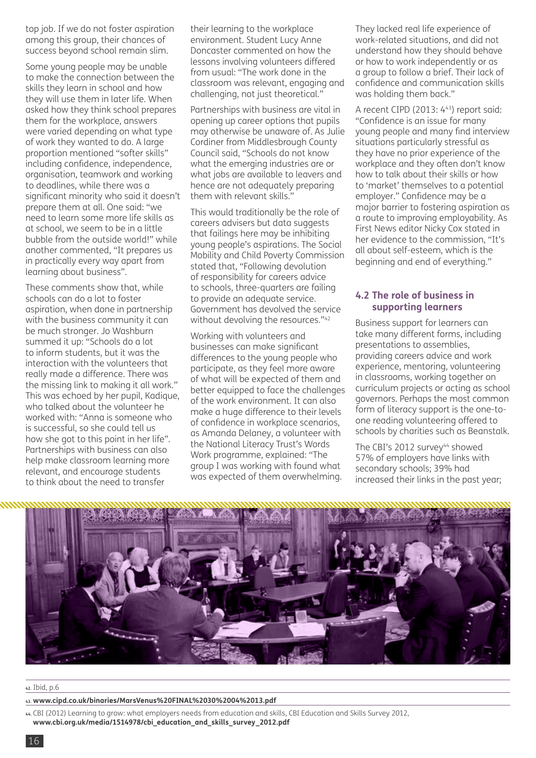top job. If we do not foster aspiration among this group, their chances of success beyond school remain slim.

Some young people may be unable to make the connection between the skills they learn in school and how they will use them in later life. When asked how they think school prepares them for the workplace, answers were varied depending on what type of work they wanted to do. A large proportion mentioned "softer skills" including confidence, independence, organisation, teamwork and working to deadlines, while there was a significant minority who said it doesn't prepare them at all. One said: "we need to learn some more life skills as at school, we seem to be in a little bubble from the outside world!" while another commented, "It prepares us in practically every way apart from learning about business".

These comments show that, while schools can do a lot to foster aspiration, when done in partnership with the business community it can be much stronger. Jo Washburn summed it up: "Schools do a lot to inform students, but it was the interaction with the volunteers that really made a difference. There was the missing link to making it all work." This was echoed by her pupil, Kadique, who talked about the volunteer he worked with: "Anna is someone who is successful, so she could tell us how she got to this point in her life". Partnerships with business can also help make classroom learning more relevant, and encourage students to think about the need to transfer their learning to the workplace environment. Student Lucy Anne Doncaster commented on how the lessons involving volunteers differed from usual: "The work done in the classroom was relevant, engaging and challenging, not just theoretical."

Partnerships with business are vital in opening up career options that pupils may otherwise be unaware of. As Julie Cordiner from Middlesbrough County Council said, "Schools do not know what the emerging industries are or what jobs are available to leavers and hence are not adequately preparing them with relevant skills."

This would traditionally be the role of careers advisers but data suggests that failings here may be inhibiting young people's aspirations. The Social Mobility and Child Poverty Commission stated that, "Following devolution of responsibility for careers advice to schools, three-quarters are failing to provide an adequate service. Government has devolved the service without devolving the resources."[42]

Working with volunteers and businesses can make significant differences to the young people who participate, as they feel more aware of what will be expected of them and better equipped to face the challenges of the work environment. It can also make a huge difference to their levels of confidence in workplace scenarios, as Amanda Delaney, a volunteer with the National Literacy Trust's Words Work programme, explained: "The group I was working with found what was expected of them overwhelming. They lacked real life experience of work-related situations, and did not understand how they should behave or how to work independently or as a group to follow a brief. Their lack of confidence and communication skills was holding them back."

A recent CIPD (2013: 4[43]) report said: "Confidence is an issue for many young people and many find interview situations particularly stressful as they have no prior experience of the workplace and they often don't know how to talk about their skills or how to 'market' themselves to a potential employer." Confidence may be a major barrier to fostering aspiration as a route to improving employability. As First News editor Nicky Cox stated in her evidence to the commission, "It's all about self-esteem, which is the beginning and end of everything."

### 4.2 The role of business in supporting learners

Business support for learners can take many different forms, including presentations to assemblies, providing careers advice and work experience, mentoring, volunteering in classrooms, working together on curriculum projects or acting as school governors. Perhaps the most common form of literacy support is the one-to-one reading volunteering offered to schools by charities such as Beanstalk.

The CBI's 2012 survey[44] showed 57% of employers have links with secondary schools; 39% had increased their links in the past year;

42. Ibid, p.6

43. **www.cipd.co.uk/binaries/MarsVenus%20FINAL%2030%2004%2013.pdf**

44. CBI (2012) Learning to grow: what employers needs from education and skills, CBI Education and Skills Survey 2012, **www.cbi.org.uk/media/1514978/cbi_education_and_skills_survey_2012.pdf**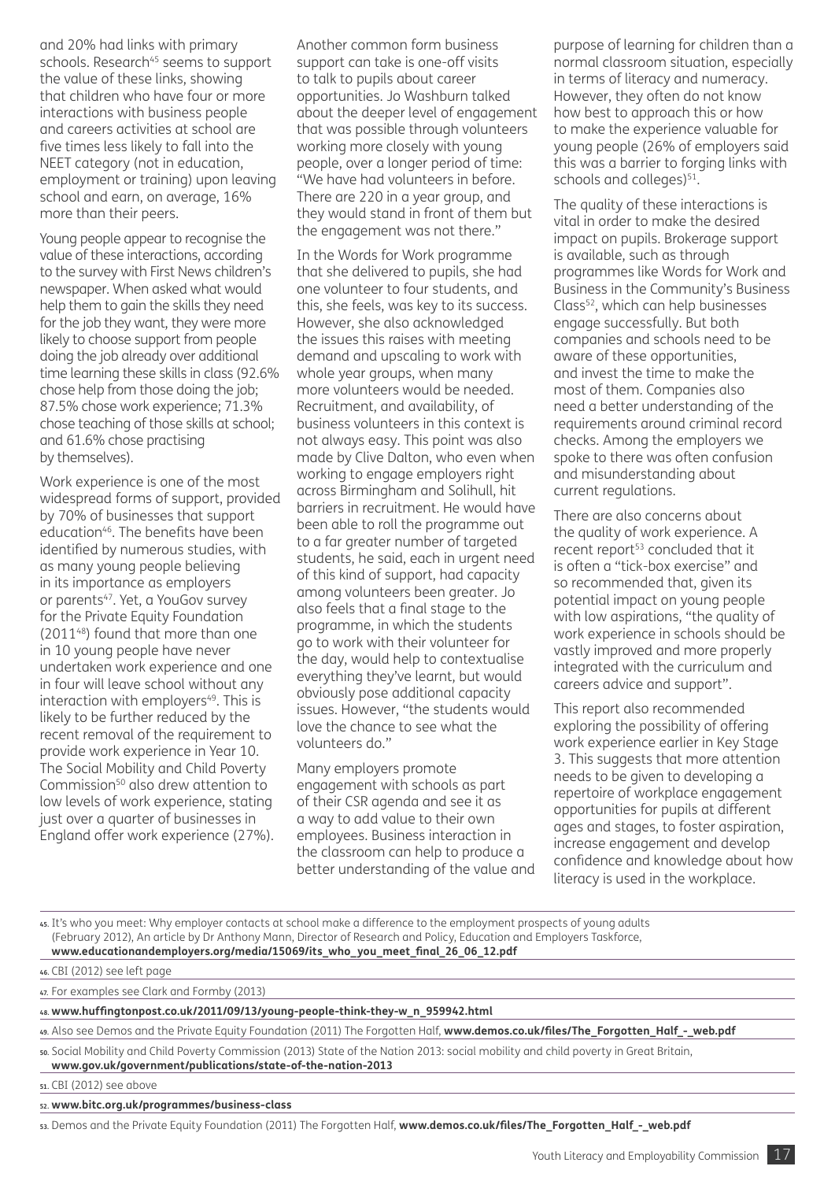and 20% had links with primary schools. Research[45] seems to support the value of these links, showing that children who have four or more interactions with business people and careers activities at school are five times less likely to fall into the NEET category (not in education, employment or training) upon leaving school and earn, on average, 16% more than their peers.

Young people appear to recognise the value of these interactions, according to the survey with First News children's newspaper. When asked what would help them to gain the skills they need for the job they want, they were more likely to choose support from people doing the job already over additional time learning these skills in class (92.6% chose help from those doing the job; 87.5% chose work experience; 71.3% chose teaching of those skills at school; and 61.6% chose practising by themselves).

Work experience is one of the most widespread forms of support, provided by 70% of businesses that support education[46]. The benefits have been identified by numerous studies, with as many young people believing in its importance as employers or parents[47]. Yet, a YouGov survey for the Private Equity Foundation (2011[48]) found that more than one in 10 young people have never undertaken work experience and one in four will leave school without any interaction with employers[49]. This is likely to be further reduced by the recent removal of the requirement to provide work experience in Year 10. The Social Mobility and Child Poverty Commission[50] also drew attention to low levels of work experience, stating just over a quarter of businesses in England offer work experience (27%).

Another common form business support can take is one-off visits to talk to pupils about career opportunities. Jo Washburn talked about the deeper level of engagement that was possible through volunteers working more closely with young people, over a longer period of time: "We have had volunteers in before. There are 220 in a year group, and they would stand in front of them but the engagement was not there."

In the Words for Work programme that she delivered to pupils, she had one volunteer to four students, and this, she feels, was key to its success. However, she also acknowledged the issues this raises with meeting demand and upscaling to work with whole year groups, when many more volunteers would be needed. Recruitment, and availability, of business volunteers in this context is not always easy. This point was also made by Clive Dalton, who even when working to engage employers right across Birmingham and Solihull, hit barriers in recruitment. He would have been able to roll the programme out to a far greater number of targeted students, he said, each in urgent need of this kind of support, had capacity among volunteers been greater. Jo also feels that a final stage to the programme, in which the students go to work with their volunteer for the day, would help to contextualise everything they've learnt, but would obviously pose additional capacity issues. However, "the students would love the chance to see what the volunteers do."

Many employers promote engagement with schools as part of their CSR agenda and see it as a way to add value to their own employees. Business interaction in the classroom can help to produce a better understanding of the value and purpose of learning for children than a normal classroom situation, especially in terms of literacy and numeracy. However, they often do not know how best to approach this or how to make the experience valuable for young people (26% of employers said this was a barrier to forging links with schools and colleges)[51].

The quality of these interactions is vital in order to make the desired impact on pupils. Brokerage support is available, such as through programmes like Words for Work and Business in the Community's Business Class[52], which can help businesses engage successfully. But both companies and schools need to be aware of these opportunities, and invest the time to make the most of them. Companies also need a better understanding of the requirements around criminal record checks. Among the employers we spoke to there was often confusion and misunderstanding about current regulations.

There are also concerns about the quality of work experience. A recent report[53] concluded that it is often a "tick-box exercise" and so recommended that, given its potential impact on young people with low aspirations, "the quality of work experience in schools should be vastly improved and more properly integrated with the curriculum and careers advice and support".

This report also recommended exploring the possibility of offering work experience earlier in Key Stage 3. This suggests that more attention needs to be given to developing a repertoire of workplace engagement opportunities for pupils at different ages and stages, to foster aspiration, increase engagement and develop confidence and knowledge about how literacy is used in the workplace.

---

45. It's who you meet: Why employer contacts at school make a difference to the employment prospects of young adults (February 2012), An article by Dr Anthony Mann, Director of Research and Policy, Education and Employers Taskforce, **www.educationandemployers.org/media/15069/its_who_you_meet_final_26_06_12.pdf**

46. CBI (2012) see left page

47. For examples see Clark and Formby (2013)

48. **www.huffingtonpost.co.uk/2011/09/13/young-people-think-they-w_n_959942.html**

49. Also see Demos and the Private Equity Foundation (2011) The Forgotten Half, **www.demos.co.uk/files/The_Forgotten_Half_-_web.pdf**

50. Social Mobility and Child Poverty Commission (2013) State of the Nation 2013: social mobility and child poverty in Great Britain, **www.gov.uk/government/publications/state-of-the-nation-2013**

51. CBI (2012) see above

52. **www.bitc.org.uk/programmes/business-class**

53. Demos and the Private Equity Foundation (2011) The Forgotten Half, **www.demos.co.uk/files/The_Forgotten_Half_-_web.pdf**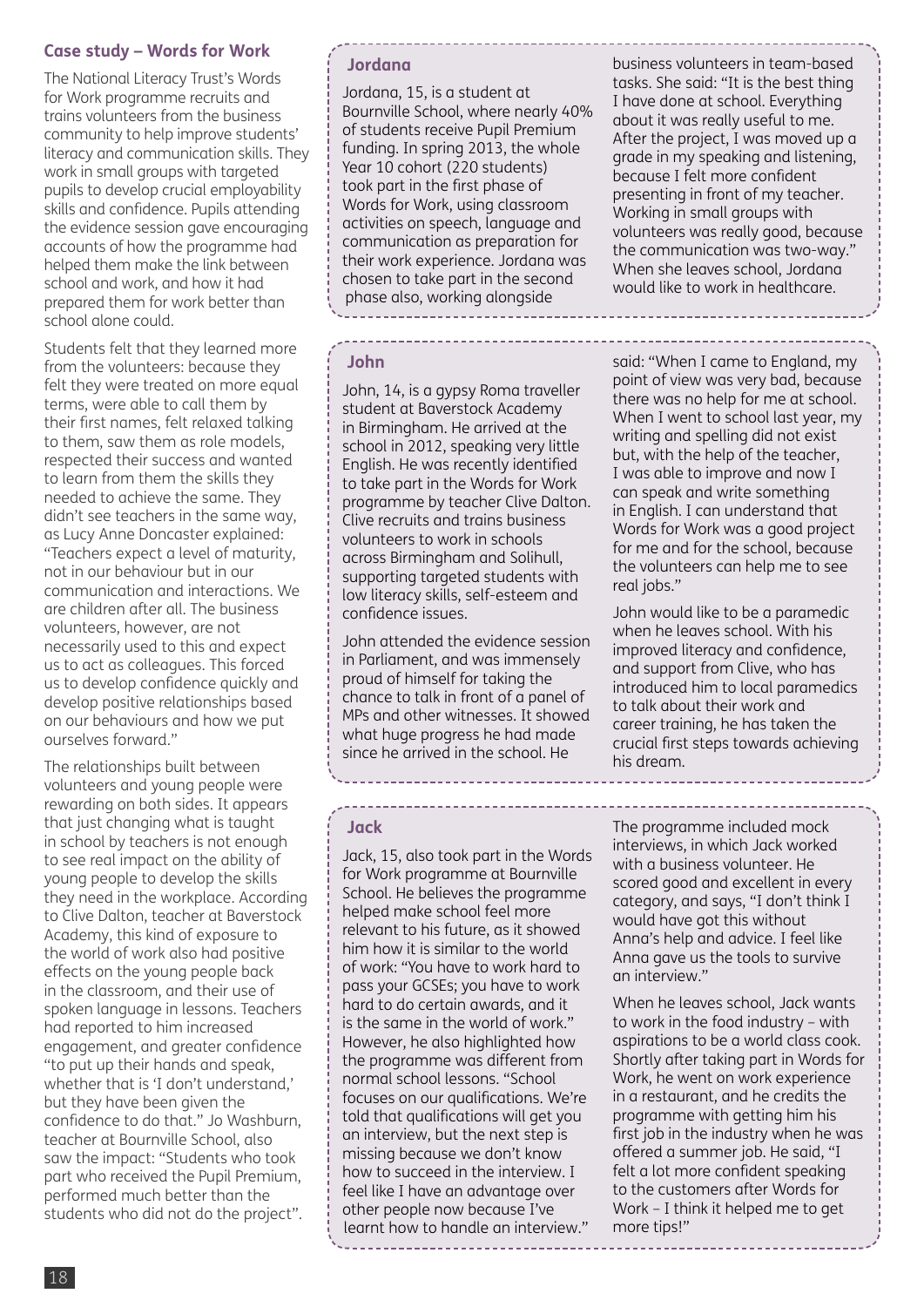## Case study – Words for Work

The National Literacy Trust's Words for Work programme recruits and trains volunteers from the business community to help improve students' literacy and communication skills. They work in small groups with targeted pupils to develop crucial employability skills and confidence. Pupils attending the evidence session gave encouraging accounts of how the programme had helped them make the link between school and work, and how it had prepared them for work better than school alone could.

Students felt that they learned more from the volunteers: because they felt they were treated on more equal terms, were able to call them by their first names, felt relaxed talking to them, saw them as role models, respected their success and wanted to learn from them the skills they needed to achieve the same. They didn't see teachers in the same way, as Lucy Anne Doncaster explained: "Teachers expect a level of maturity, not in our behaviour but in our communication and interactions. We are children after all. The business volunteers, however, are not necessarily used to this and expect us to act as colleagues. This forced us to develop confidence quickly and develop positive relationships based on our behaviours and how we put ourselves forward."

The relationships built between volunteers and young people were rewarding on both sides. It appears that just changing what is taught in school by teachers is not enough to see real impact on the ability of young people to develop the skills they need in the workplace. According to Clive Dalton, teacher at Baverstock Academy, this kind of exposure to the world of work also had positive effects on the young people back in the classroom, and their use of spoken language in lessons. Teachers had reported to him increased engagement, and greater confidence "to put up their hands and speak, whether that is 'I don't understand,' but they have been given the confidence to do that." Jo Washburn, teacher at Bournville School, also saw the impact: "Students who took part who received the Pupil Premium, performed much better than the students who did not do the project".

### Jordana

Jordana, 15, is a student at Bournville School, where nearly 40% of students receive Pupil Premium funding. In spring 2013, the whole Year 10 cohort (220 students) took part in the first phase of Words for Work, using classroom activities on speech, language and communication as preparation for their work experience. Jordana was chosen to take part in the second phase also, working alongside business volunteers in team-based tasks. She said: "It is the best thing I have done at school. Everything about it was really useful to me. After the project, I was moved up a grade in my speaking and listening, because I felt more confident presenting in front of my teacher. Working in small groups with volunteers was really good, because the communication was two-way." When she leaves school, Jordana would like to work in healthcare.

### John

John, 14, is a gypsy Roma traveller student at Baverstock Academy in Birmingham. He arrived at the school in 2012, speaking very little English. He was recently identified to take part in the Words for Work programme by teacher Clive Dalton. Clive recruits and trains business volunteers to work in schools across Birmingham and Solihull, supporting targeted students with low literacy skills, self-esteem and confidence issues.

John attended the evidence session in Parliament, and was immensely proud of himself for taking the chance to talk in front of a panel of MPs and other witnesses. It showed what huge progress he had made since he arrived in the school. He said: "When I came to England, my point of view was very bad, because there was no help for me at school. When I went to school last year, my writing and spelling did not exist but, with the help of the teacher, I was able to improve and now I can speak and write something in English. I can understand that Words for Work was a good project for me and for the school, because the volunteers can help me to see real jobs."

John would like to be a paramedic when he leaves school. With his improved literacy and confidence, and support from Clive, who has introduced him to local paramedics to talk about their work and career training, he has taken the crucial first steps towards achieving his dream.

### Jack

Jack, 15, also took part in the Words for Work programme at Bournville School. He believes the programme helped make school feel more relevant to his future, as it showed him how it is similar to the world of work: "You have to work hard to pass your GCSEs; you have to work hard to do certain awards, and it is the same in the world of work." However, he also highlighted how the programme was different from normal school lessons. "School focuses on our qualifications. We're told that qualifications will get you an interview, but the next step is missing because we don't know how to succeed in the interview. I feel like I have an advantage over other people now because I've learnt how to handle an interview."

The programme included mock interviews, in which Jack worked with a business volunteer. He scored good and excellent in every category, and says, "I don't think I would have got this without Anna's help and advice. I feel like Anna gave us the tools to survive an interview."

When he leaves school, Jack wants to work in the food industry – with aspirations to be a world class cook. Shortly after taking part in Words for Work, he went on work experience in a restaurant, and he credits the programme with getting him his first job in the industry when he was offered a summer job. He said, "I felt a lot more confident speaking to the customers after Words for Work – I think it helped me to get more tips!"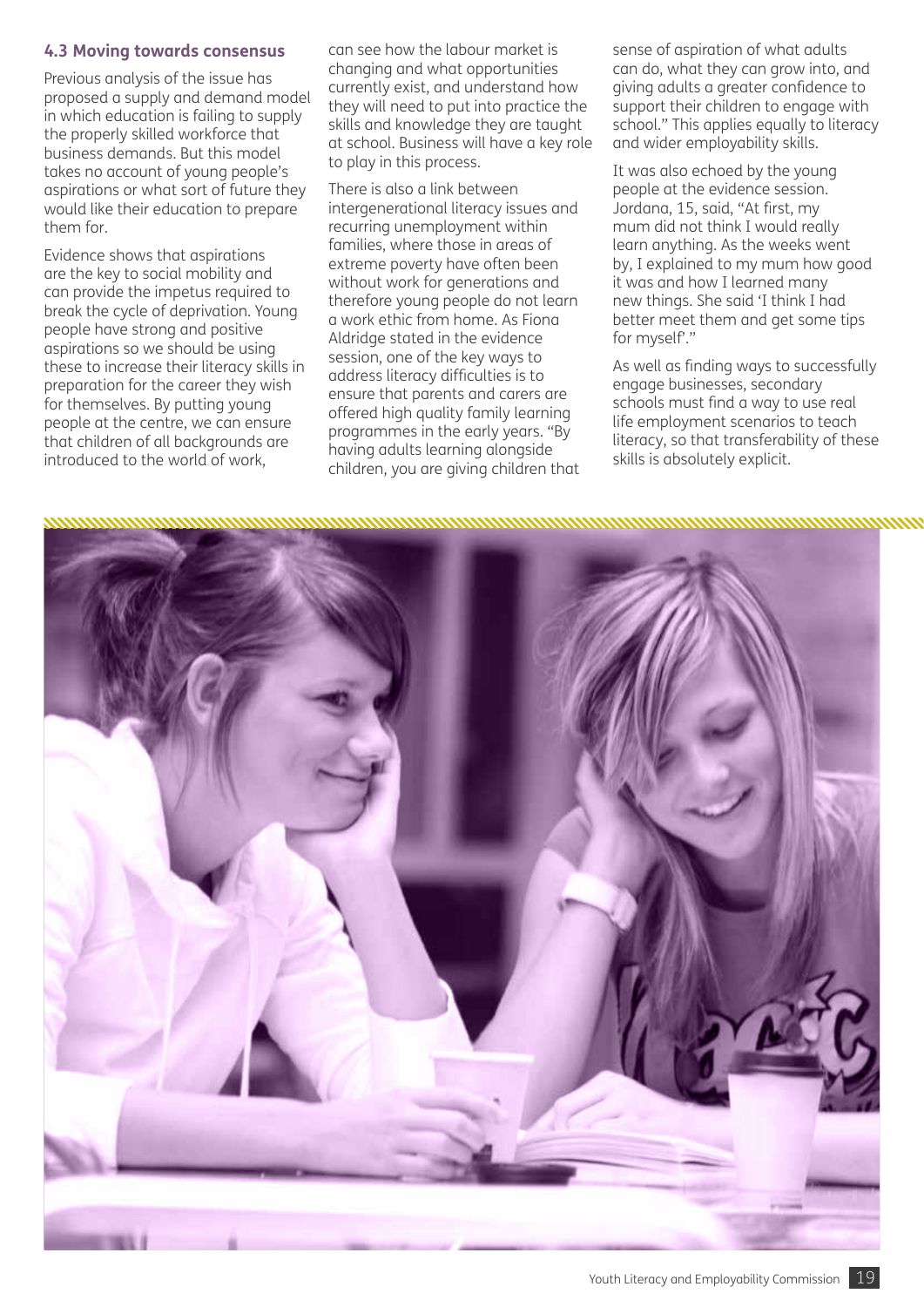### 4.3 Moving towards consensus

Previous analysis of the issue has proposed a supply and demand model in which education is failing to supply the properly skilled workforce that business demands. But this model takes no account of young people's aspirations or what sort of future they would like their education to prepare them for.

Evidence shows that aspirations are the key to social mobility and can provide the impetus required to break the cycle of deprivation. Young people have strong and positive aspirations so we should be using these to increase their literacy skills in preparation for the career they wish for themselves. By putting young people at the centre, we can ensure that children of all backgrounds are introduced to the world of work, can see how the labour market is changing and what opportunities currently exist, and understand how they will need to put into practice the skills and knowledge they are taught at school. Business will have a key role to play in this process.

There is also a link between intergenerational literacy issues and recurring unemployment within families, where those in areas of extreme poverty have often been without work for generations and therefore young people do not learn a work ethic from home. As Fiona Aldridge stated in the evidence session, one of the key ways to address literacy difficulties is to ensure that parents and carers are offered high quality family learning programmes in the early years. "By having adults learning alongside children, you are giving children that sense of aspiration of what adults can do, what they can grow into, and giving adults a greater confidence to support their children to engage with school." This applies equally to literacy and wider employability skills.

It was also echoed by the young people at the evidence session. Jordana, 15, said, "At first, my mum did not think I would really learn anything. As the weeks went by, I explained to my mum how good it was and how I learned many new things. She said 'I think I had better meet them and get some tips for myself'."

As well as finding ways to successfully engage businesses, secondary schools must find a way to use real life employment scenarios to teach literacy, so that transferability of these skills is absolutely explicit.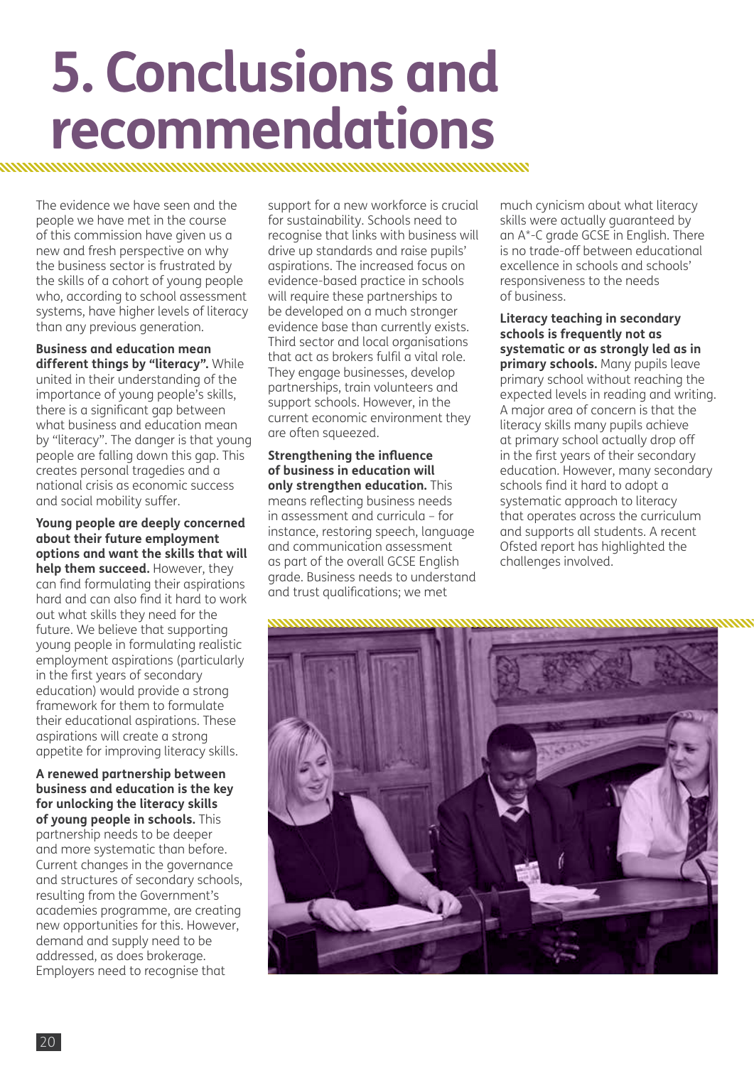# 5. Conclusions and recommendations

The evidence we have seen and the people we have met in the course of this commission have given us a new and fresh perspective on why the business sector is frustrated by the skills of a cohort of young people who, according to school assessment systems, have higher levels of literacy than any previous generation.

**Business and education mean different things by "literacy".** While united in their understanding of the importance of young people's skills, there is a significant gap between what business and education mean by "literacy". The danger is that young people are falling down this gap. This creates personal tragedies and a national crisis as economic success and social mobility suffer.

**Young people are deeply concerned about their future employment options and want the skills that will help them succeed.** However, they can find formulating their aspirations hard and can also find it hard to work out what skills they need for the future. We believe that supporting young people in formulating realistic employment aspirations (particularly in the first years of secondary education) would provide a strong framework for them to formulate their educational aspirations. These aspirations will create a strong appetite for improving literacy skills.

**A renewed partnership between business and education is the key for unlocking the literacy skills of young people in schools.** This partnership needs to be deeper and more systematic than before. Current changes in the governance and structures of secondary schools, resulting from the Government's academies programme, are creating new opportunities for this. However, demand and supply need to be addressed, as does brokerage. Employers need to recognise that support for a new workforce is crucial for sustainability. Schools need to recognise that links with business will drive up standards and raise pupils' aspirations. The increased focus on evidence-based practice in schools will require these partnerships to be developed on a much stronger evidence base than currently exists. Third sector and local organisations that act as brokers fulfil a vital role. They engage businesses, develop partnerships, train volunteers and support schools. However, in the current economic environment they are often squeezed.

**Strengthening the influence of business in education will only strengthen education.** This means reflecting business needs in assessment and curricula – for instance, restoring speech, language and communication assessment as part of the overall GCSE English grade. Business needs to understand and trust qualifications; we met much cynicism about what literacy skills were actually guaranteed by an A*-C grade GCSE in English. There is no trade-off between educational excellence in schools and schools' responsiveness to the needs of business.

**Literacy teaching in secondary schools is frequently not as systematic or as strongly led as in primary schools.** Many pupils leave primary school without reaching the expected levels in reading and writing. A major area of concern is that the literacy skills many pupils achieve at primary school actually drop off in the first years of their secondary education. However, many secondary schools find it hard to adopt a systematic approach to literacy that operates across the curriculum and supports all students. A recent Ofsted report has highlighted the challenges involved.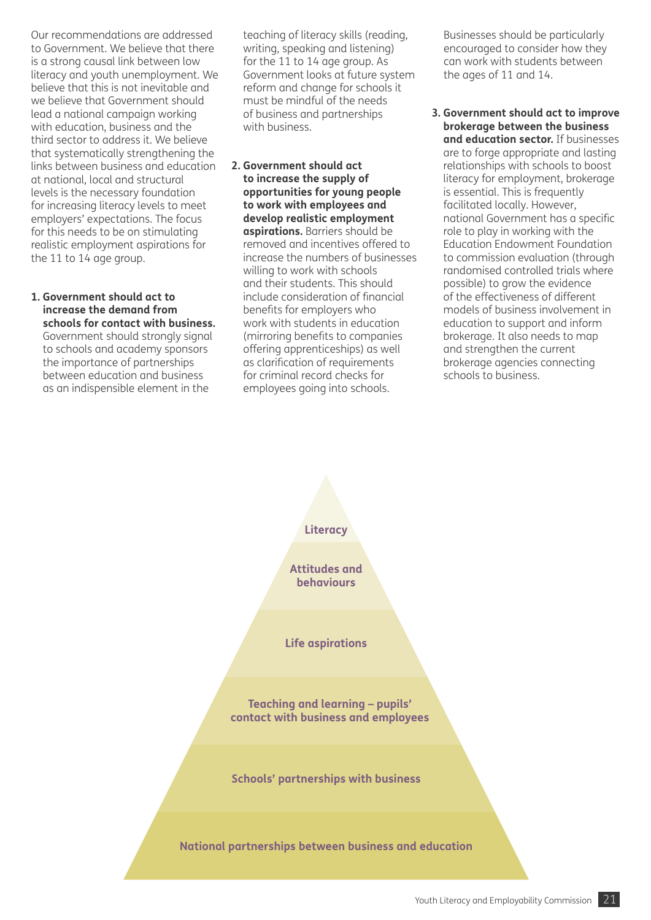Our recommendations are addressed to Government. We believe that there is a strong causal link between low literacy and youth unemployment. We believe that this is not inevitable and we believe that Government should lead a national campaign working with education, business and the third sector to address it. We believe that systematically strengthening the links between business and education at national, local and structural levels is the necessary foundation for increasing literacy levels to meet employers' expectations. The focus for this needs to be on stimulating realistic employment aspirations for the 11 to 14 age group.

1. **Government should act to increase the demand from schools for contact with business.** Government should strongly signal to schools and academy sponsors the importance of partnerships between education and business as an indispensible element in the teaching of literacy skills (reading, writing, speaking and listening) for the 11 to 14 age group. As Government looks at future system reform and change for schools it must be mindful of the needs of business and partnerships with business.

2. **Government should act to increase the supply of opportunities for young people to work with employees and develop realistic employment aspirations.** Barriers should be removed and incentives offered to increase the numbers of businesses willing to work with schools and their students. This should include consideration of financial benefits for employers who work with students in education (mirroring benefits to companies offering apprenticeships) as well as clarification of requirements for criminal record checks for employees going into schools. Businesses should be particularly encouraged to consider how they can work with students between the ages of 11 and 14.

3. **Government should act to improve brokerage between the business and education sector.** If businesses are to forge appropriate and lasting relationships with schools to boost literacy for employment, brokerage is essential. This is frequently facilitated locally. However, national Government has a specific role to play in working with the Education Endowment Foundation to commission evaluation (through randomised controlled trials where possible) to grow the evidence of the effectiveness of different models of business involvement in education to support and inform brokerage. It also needs to map and strengthen the current brokerage agencies connecting schools to business.

**Literacy**

**Attitudes and behaviours**

**Life aspirations**

**Teaching and learning – pupils' contact with business and employees**

**Schools' partnerships with business**

**National partnerships between business and education**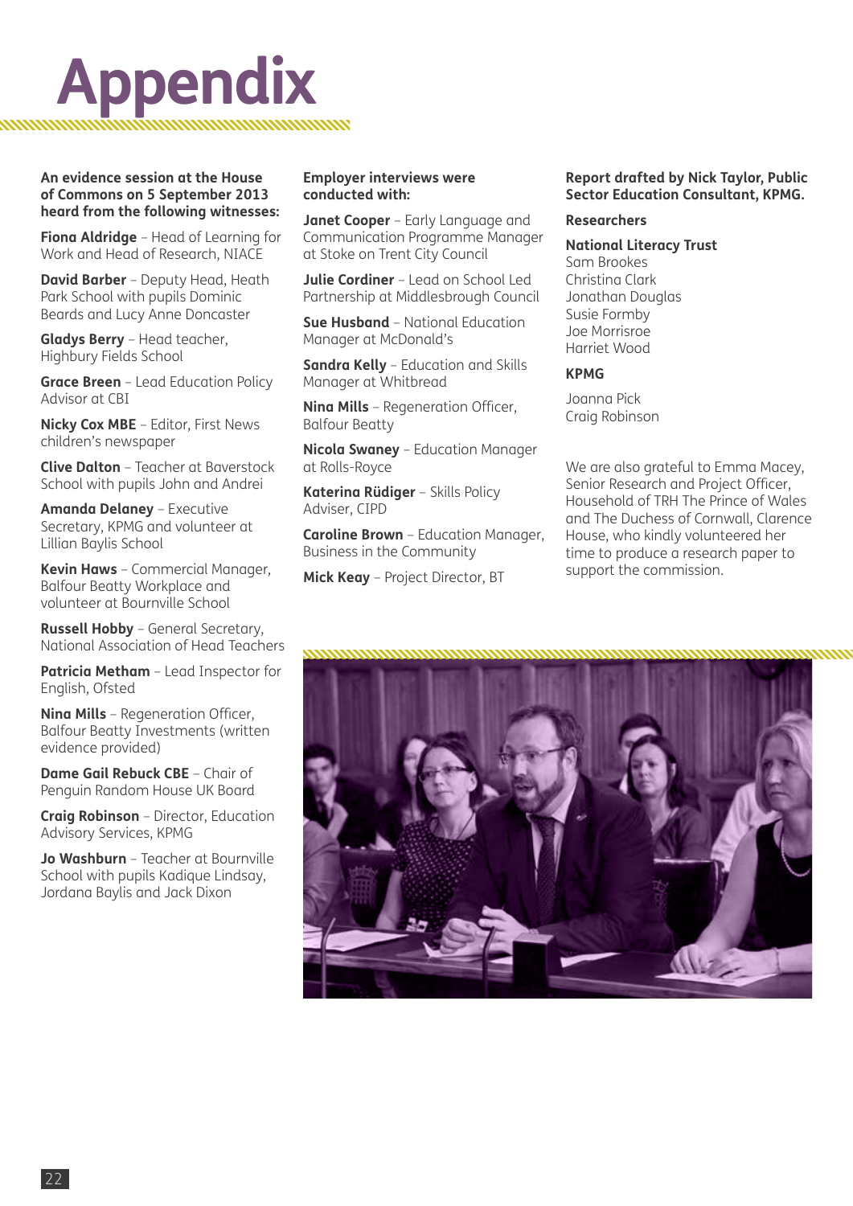# Appendix

**An evidence session at the House of Commons on 5 September 2013 heard from the following witnesses:**

**Fiona Aldridge** – Head of Learning for Work and Head of Research, NIACE

**David Barber** – Deputy Head, Heath Park School with pupils Dominic Beards and Lucy Anne Doncaster

**Gladys Berry** – Head teacher, Highbury Fields School

**Grace Breen** – Lead Education Policy Advisor at CBI

**Nicky Cox MBE** – Editor, First News children's newspaper

**Clive Dalton** – Teacher at Baverstock School with pupils John and Andrei

**Amanda Delaney** – Executive Secretary, KPMG and volunteer at Lillian Baylis School

**Kevin Haws** – Commercial Manager, Balfour Beatty Workplace and volunteer at Bournville School

**Russell Hobby** – General Secretary, National Association of Head Teachers

**Patricia Metham** – Lead Inspector for English, Ofsted

**Nina Mills** – Regeneration Officer, Balfour Beatty Investments (written evidence provided)

**Dame Gail Rebuck CBE** – Chair of Penguin Random House UK Board

**Craig Robinson** – Director, Education Advisory Services, KPMG

**Jo Washburn** – Teacher at Bournville School with pupils Kadique Lindsay, Jordana Baylis and Jack Dixon

**Employer interviews were conducted with:**

**Janet Cooper** – Early Language and Communication Programme Manager at Stoke on Trent City Council

**Julie Cordiner** – Lead on School Led Partnership at Middlesbrough Council

**Sue Husband** – National Education Manager at McDonald's

**Sandra Kelly** – Education and Skills Manager at Whitbread

**Nina Mills** – Regeneration Officer, Balfour Beatty

**Nicola Swaney** – Education Manager at Rolls-Royce

**Katerina Rüdiger** – Skills Policy Adviser, CIPD

**Caroline Brown** – Education Manager, Business in the Community

**Mick Keay** – Project Director, BT

**Report drafted by Nick Taylor, Public Sector Education Consultant, KPMG.**

**Researchers**

**National Literacy Trust**
Sam Brookes
Christina Clark
Jonathan Douglas
Susie Formby
Joe Morrisroe
Harriet Wood

**KPMG**

Joanna Pick
Craig Robinson

We are also grateful to Emma Macey, Senior Research and Project Officer, Household of TRH The Prince of Wales and The Duchess of Cornwall, Clarence House, who kindly volunteered her time to produce a research paper to support the commission.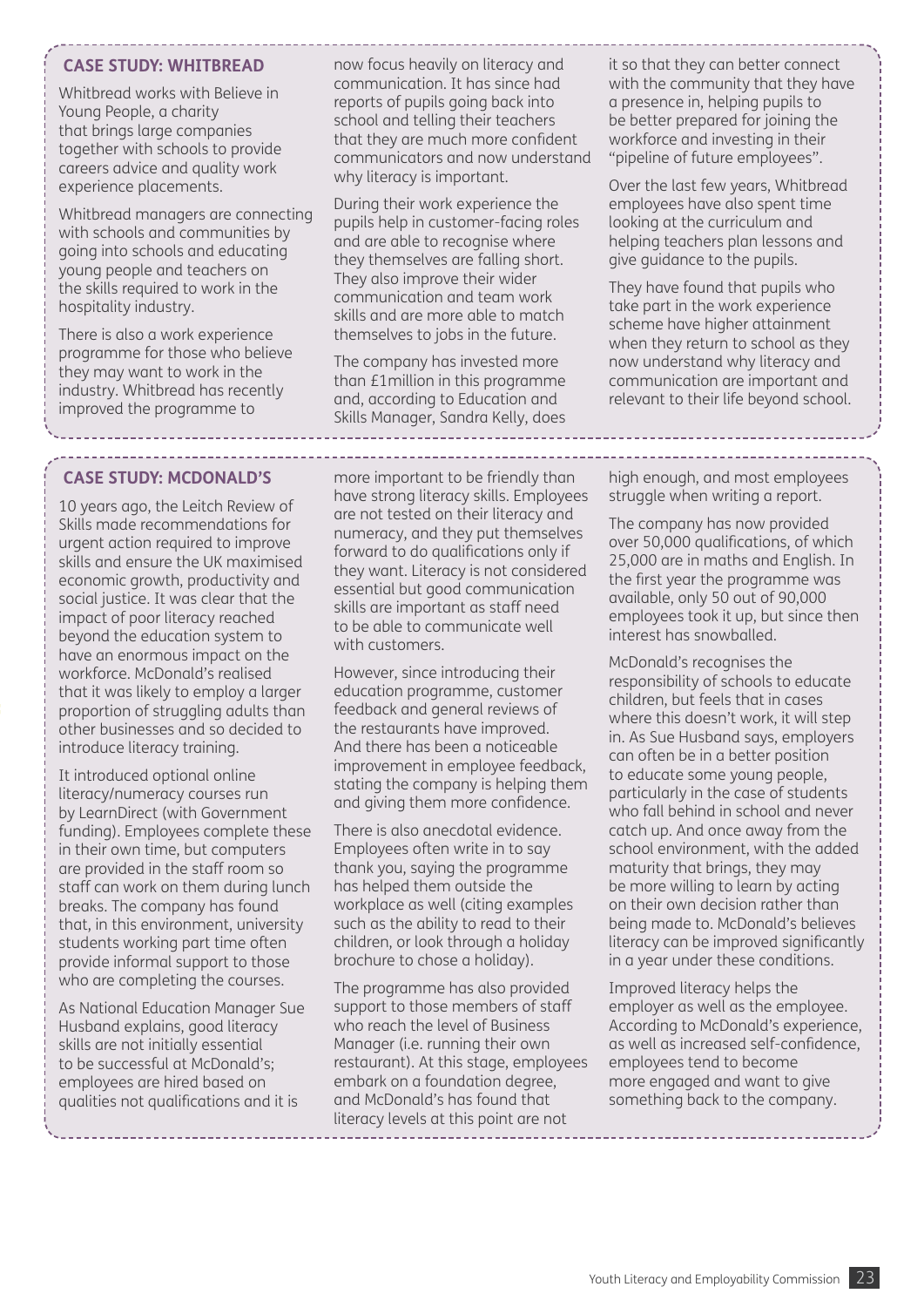### CASE STUDY: WHITBREAD

Whitbread works with Believe in Young People, a charity that brings large companies together with schools to provide careers advice and quality work experience placements.

Whitbread managers are connecting with schools and communities by going into schools and educating young people and teachers on the skills required to work in the hospitality industry.

There is also a work experience programme for those who believe they may want to work in the industry. Whitbread has recently improved the programme to now focus heavily on literacy and communication. It has since had reports of pupils going back into school and telling their teachers that they are much more confident communicators and now understand why literacy is important.

During their work experience the pupils help in customer-facing roles and are able to recognise where they themselves are falling short. They also improve their wider communication and team work skills and are more able to match themselves to jobs in the future.

The company has invested more than £1million in this programme and, according to Education and Skills Manager, Sandra Kelly, does it so that they can better connect with the community that they have a presence in, helping pupils to be better prepared for joining the workforce and investing in their "pipeline of future employees".

Over the last few years, Whitbread employees have also spent time looking at the curriculum and helping teachers plan lessons and give guidance to the pupils.

They have found that pupils who take part in the work experience scheme have higher attainment when they return to school as they now understand why literacy and communication are important and relevant to their life beyond school.

### CASE STUDY: MCDONALD'S

10 years ago, the Leitch Review of Skills made recommendations for urgent action required to improve skills and ensure the UK maximised economic growth, productivity and social justice. It was clear that the impact of poor literacy reached beyond the education system to have an enormous impact on the workforce. McDonald's realised that it was likely to employ a larger proportion of struggling adults than other businesses and so decided to introduce literacy training.

It introduced optional online literacy/numeracy courses run by LearnDirect (with Government funding). Employees complete these in their own time, but computers are provided in the staff room so staff can work on them during lunch breaks. The company has found that, in this environment, university students working part time often provide informal support to those who are completing the courses.

As National Education Manager Sue Husband explains, good literacy skills are not initially essential to be successful at McDonald's; employees are hired based on qualities not qualifications and it is more important to be friendly than have strong literacy skills. Employees are not tested on their literacy and numeracy, and they put themselves forward to do qualifications only if they want. Literacy is not considered essential but good communication skills are important as staff need to be able to communicate well with customers.

However, since introducing their education programme, customer feedback and general reviews of the restaurants have improved. And there has been a noticeable improvement in employee feedback, stating the company is helping them and giving them more confidence.

There is also anecdotal evidence. Employees often write in to say thank you, saying the programme has helped them outside the workplace as well (citing examples such as the ability to read to their children, or look through a holiday brochure to chose a holiday).

The programme has also provided support to those members of staff who reach the level of Business Manager (i.e. running their own restaurant). At this stage, employees embark on a foundation degree, and McDonald's has found that literacy levels at this point are not high enough, and most employees struggle when writing a report.

The company has now provided over 50,000 qualifications, of which 25,000 are in maths and English. In the first year the programme was available, only 50 out of 90,000 employees took it up, but since then interest has snowballed.

McDonald's recognises the responsibility of schools to educate children, but feels that in cases where this doesn't work, it will step in. As Sue Husband says, employers can often be in a better position to educate some young people, particularly in the case of students who fall behind in school and never catch up. And once away from the school environment, with the added maturity that brings, they may be more willing to learn by acting on their own decision rather than being made to. McDonald's believes literacy can be improved significantly in a year under these conditions.

Improved literacy helps the employer as well as the employee. According to McDonald's experience, as well as increased self-confidence, employees tend to become more engaged and want to give something back to the company.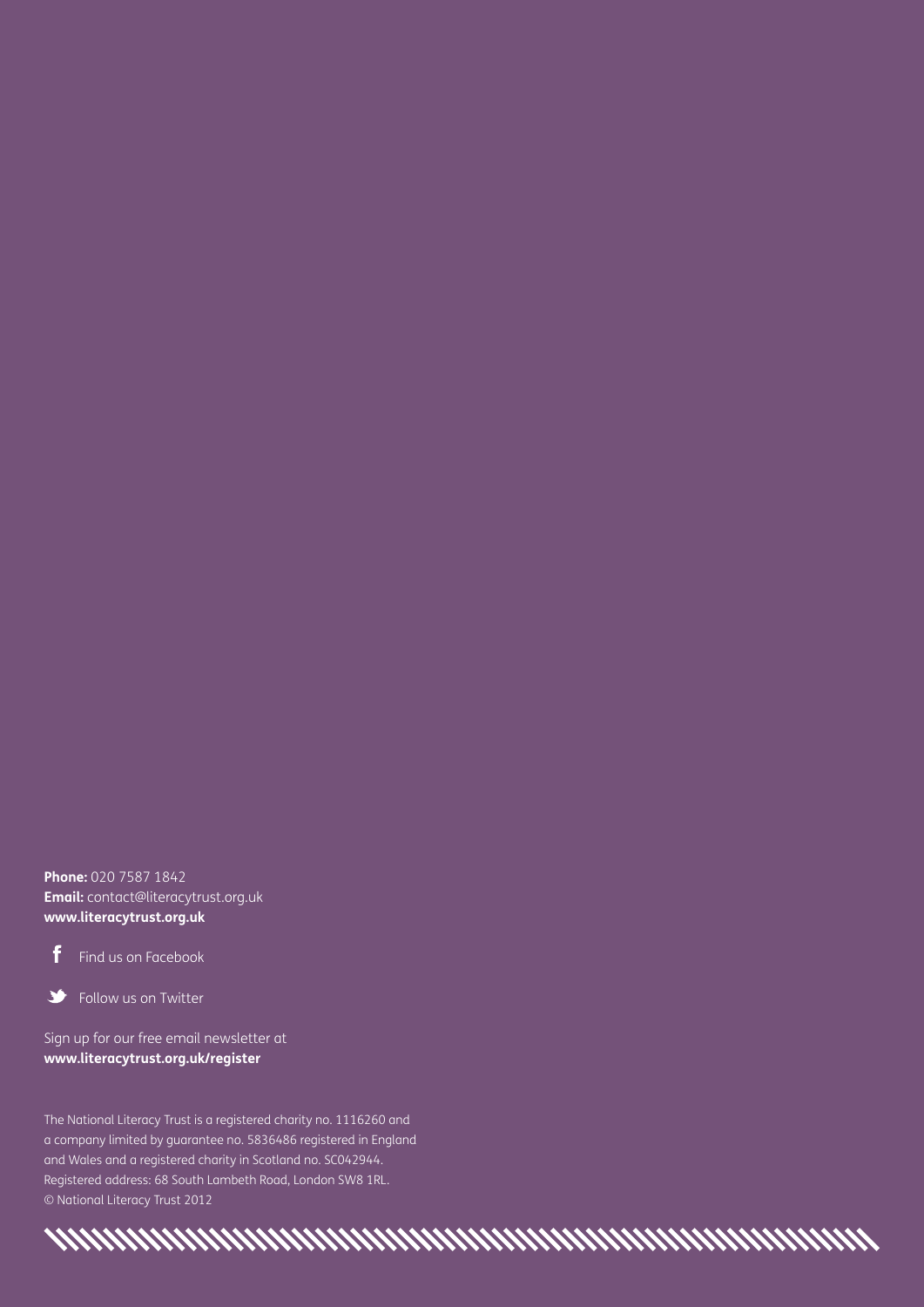**Phone:** 020 7587 1842
**Email:** contact@literacytrust.org.uk
**www.literacytrust.org.uk**

Find us on Facebook

Follow us on Twitter

Sign up for our free email newsletter at
**www.literacytrust.org.uk/register**

The National Literacy Trust is a registered charity no. 1116260 and a company limited by guarantee no. 5836486 registered in England and Wales and a registered charity in Scotland no. SC042944. Registered address: 68 South Lambeth Road, London SW8 1RL.
© National Literacy Trust 2012